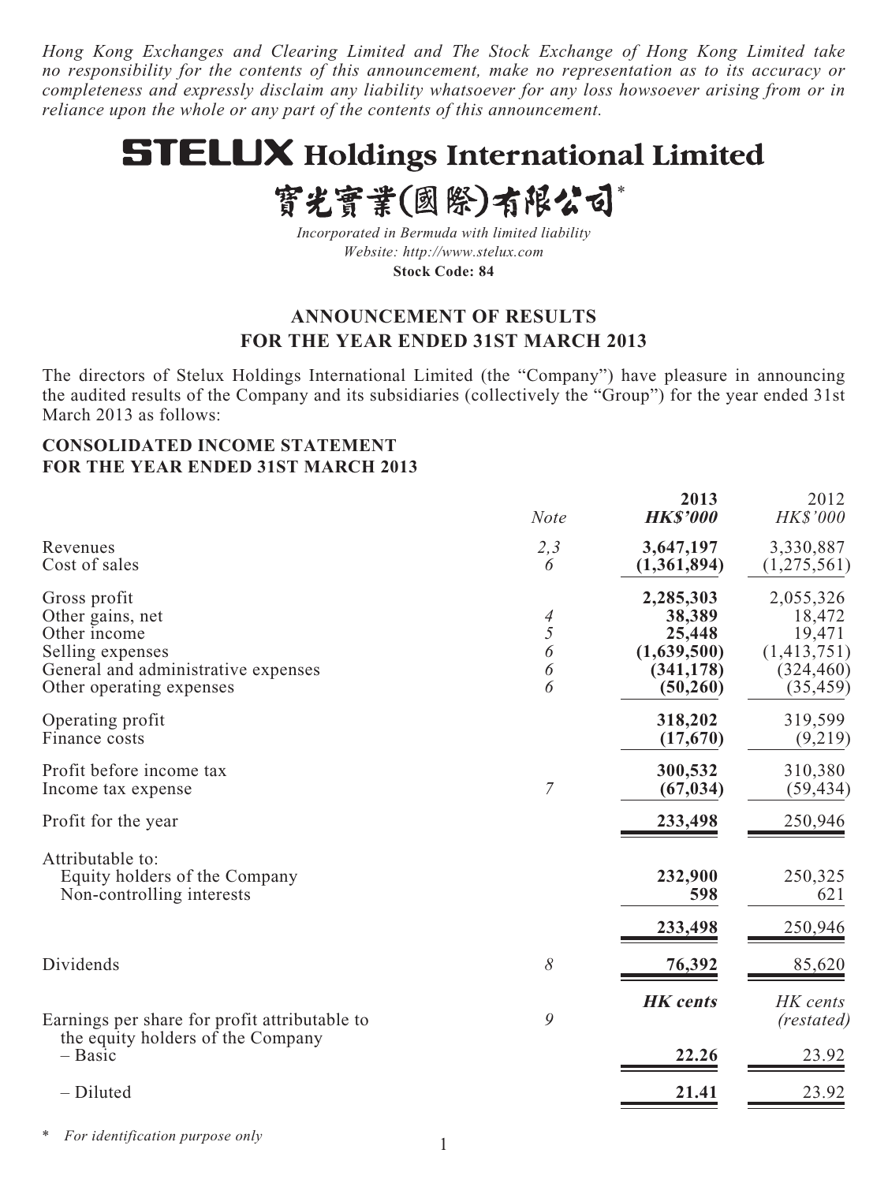*Hong Kong Exchanges and Clearing Limited and The Stock Exchange of Hong Kong Limited take no responsibility for the contents of this announcement, make no representation as to its accuracy or completeness and expressly disclaim any liability whatsoever for any loss howsoever arising from or in reliance upon the whole or any part of the contents of this announcement.*

# STELUX Holdings International Limited

# 寶光實業(國際)有限公司*

*Incorporated in Bermuda with limited liability*
*Website: http://www.stelux.com*
**Stock Code: 84**

## ANNOUNCEMENT OF RESULTS FOR THE YEAR ENDED 31ST MARCH 2013

The directors of Stelux Holdings International Limited (the "Company") have pleasure in announcing the audited results of the Company and its subsidiaries (collectively the "Group") for the year ended 31st March 2013 as follows:

### CONSOLIDATED INCOME STATEMENT FOR THE YEAR ENDED 31ST MARCH 2013

| | *Note* | **2013** *HK$'000* | 2012 *HK$'000* |
|---|---|---|---|
| Revenues | *2,3* | **3,647,197** | 3,330,887 |
| Cost of sales | *6* | **(1,361,894)** | (1,275,561) |
| Gross profit | | **2,285,303** | 2,055,326 |
| Other gains, net | *4* | **38,389** | 18,472 |
| Other income | *5* | **25,448** | 19,471 |
| Selling expenses | *6* | **(1,639,500)** | (1,413,751) |
| General and administrative expenses | *6* | **(341,178)** | (324,460) |
| Other operating expenses | *6* | **(50,260)** | (35,459) |
| Operating profit | | **318,202** | 319,599 |
| Finance costs | | **(17,670)** | (9,219) |
| Profit before income tax | | **300,532** | 310,380 |
| Income tax expense | *7* | **(67,034)** | (59,434) |
| Profit for the year | | **233,498** | 250,946 |
| Attributable to: | | | |
| Equity holders of the Company | | **232,900** | 250,325 |
| Non-controlling interests | | **598** | 621 |
| | | **233,498** | 250,946 |
| Dividends | *8* | **76,392** | 85,620 |
| | | ***HK cents*** | *HK cents (restated)* |
| Earnings per share for profit attributable to the equity holders of the Company | *9* | | |
| – Basic | | **22.26** | 23.92 |
| – Diluted | | **21.41** | 23.92 |

\* *For identification purpose only*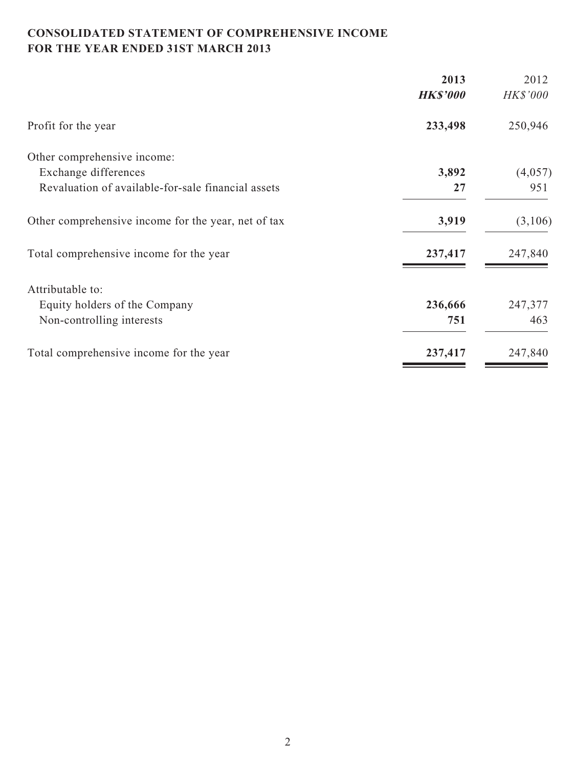# CONSOLIDATED STATEMENT OF COMPREHENSIVE INCOME
# FOR THE YEAR ENDED 31ST MARCH 2013

| | **2013** | 2012 |
|---|---|---|
| | ***HK$'000*** | *HK$'000* |
| Profit for the year | **233,498** | 250,946 |
| Other comprehensive income: | | |
| Exchange differences | **3,892** | (4,057) |
| Revaluation of available-for-sale financial assets | **27** | 951 |
| Other comprehensive income for the year, net of tax | **3,919** | (3,106) |
| Total comprehensive income for the year | **237,417** | 247,840 |
| Attributable to: | | |
| Equity holders of the Company | **236,666** | 247,377 |
| Non-controlling interests | **751** | 463 |
| Total comprehensive income for the year | **237,417** | 247,840 |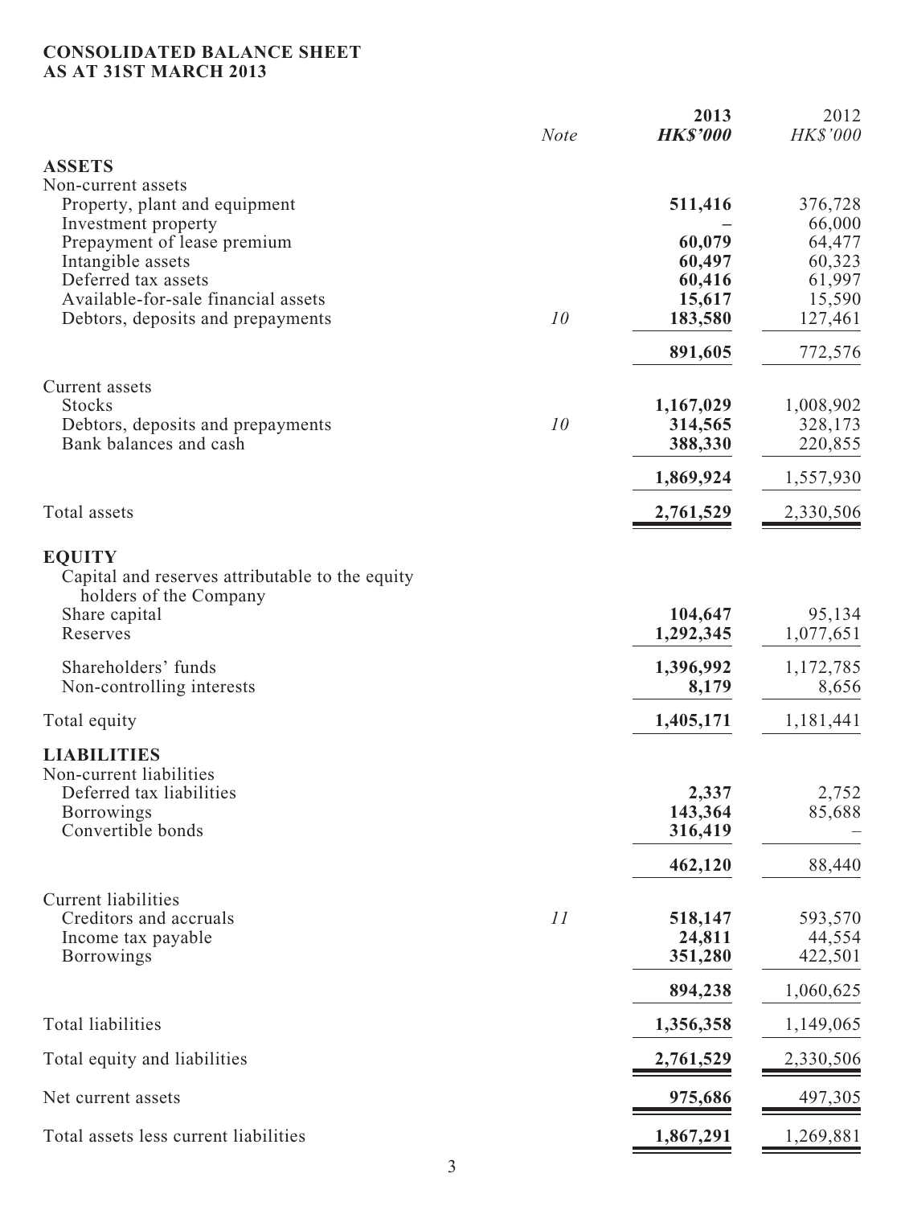# CONSOLIDATED BALANCE SHEET
## AS AT 31ST MARCH 2013

| | Note | 2013 HK$'000 | 2012 HK$'000 |
|---|---|---|---|
| **ASSETS** | | | |
| Non-current assets | | | |
| Property, plant and equipment | | **511,416** | 376,728 |
| Investment property | | **–** | 66,000 |
| Prepayment of lease premium | | **60,079** | 64,477 |
| Intangible assets | | **60,497** | 60,323 |
| Deferred tax assets | | **60,416** | 61,997 |
| Available-for-sale financial assets | | **15,617** | 15,590 |
| Debtors, deposits and prepayments | 10 | **183,580** | 127,461 |
| | | **891,605** | 772,576 |
| Current assets | | | |
| Stocks | | **1,167,029** | 1,008,902 |
| Debtors, deposits and prepayments | 10 | **314,565** | 328,173 |
| Bank balances and cash | | **388,330** | 220,855 |
| | | **1,869,924** | 1,557,930 |
| Total assets | | **2,761,529** | 2,330,506 |
| **EQUITY** | | | |
| Capital and reserves attributable to the equity holders of the Company | | | |
| Share capital | | **104,647** | 95,134 |
| Reserves | | **1,292,345** | 1,077,651 |
| Shareholders' funds | | **1,396,992** | 1,172,785 |
| Non-controlling interests | | **8,179** | 8,656 |
| Total equity | | **1,405,171** | 1,181,441 |
| **LIABILITIES** | | | |
| Non-current liabilities | | | |
| Deferred tax liabilities | | **2,337** | 2,752 |
| Borrowings | | **143,364** | 85,688 |
| Convertible bonds | | **316,419** | – |
| | | **462,120** | 88,440 |
| Current liabilities | | | |
| Creditors and accruals | 11 | **518,147** | 593,570 |
| Income tax payable | | **24,811** | 44,554 |
| Borrowings | | **351,280** | 422,501 |
| | | **894,238** | 1,060,625 |
| Total liabilities | | **1,356,358** | 1,149,065 |
| Total equity and liabilities | | **2,761,529** | 2,330,506 |
| Net current assets | | **975,686** | 497,305 |
| Total assets less current liabilities | | **1,867,291** | 1,269,881 |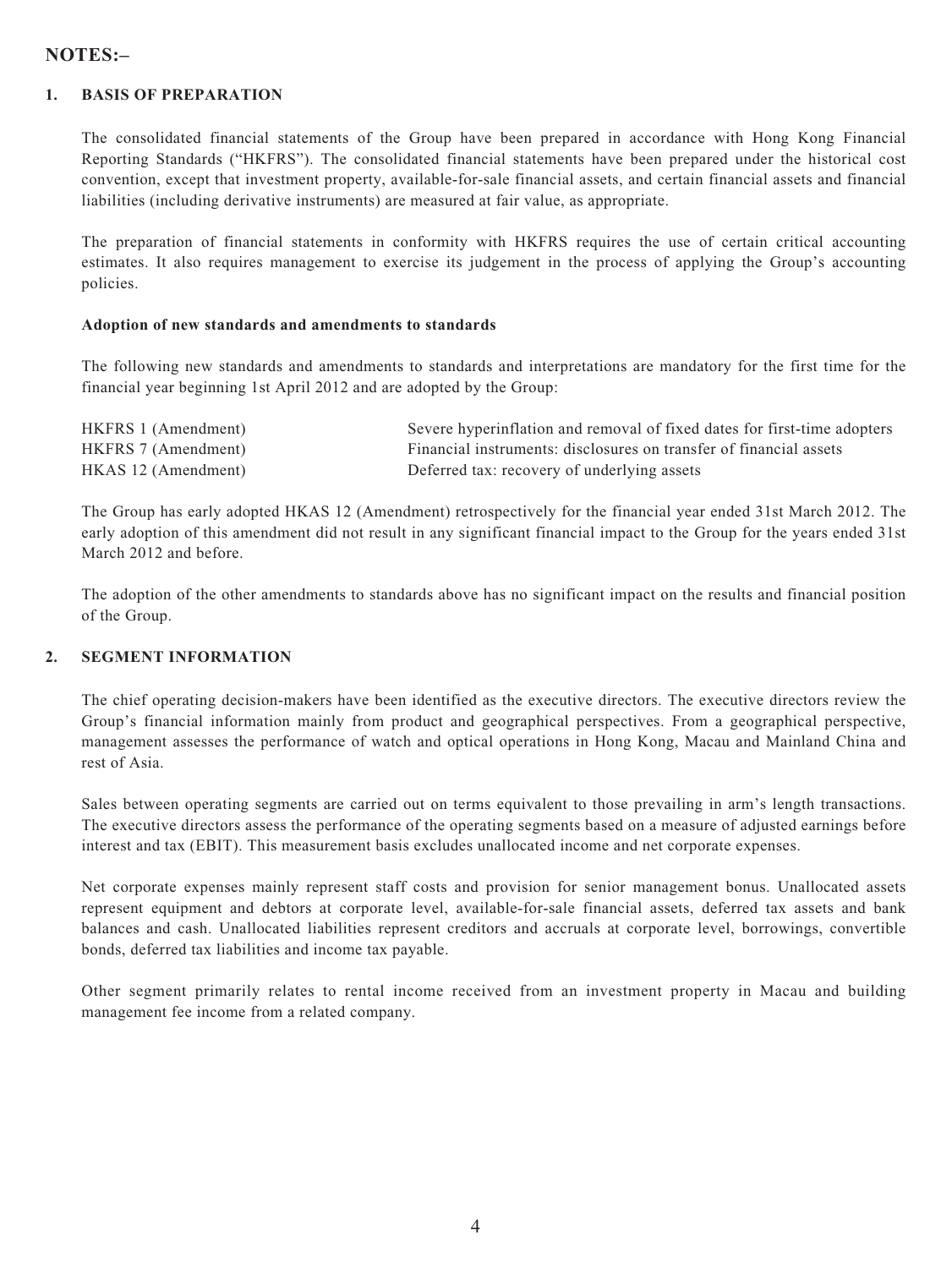# NOTES:–

## 1. BASIS OF PREPARATION

The consolidated financial statements of the Group have been prepared in accordance with Hong Kong Financial Reporting Standards ("HKFRS"). The consolidated financial statements have been prepared under the historical cost convention, except that investment property, available-for-sale financial assets, and certain financial assets and financial liabilities (including derivative instruments) are measured at fair value, as appropriate.

The preparation of financial statements in conformity with HKFRS requires the use of certain critical accounting estimates. It also requires management to exercise its judgement in the process of applying the Group's accounting policies.

### Adoption of new standards and amendments to standards

The following new standards and amendments to standards and interpretations are mandatory for the first time for the financial year beginning 1st April 2012 and are adopted by the Group:

| | |
|---|---|
| HKFRS 1 (Amendment) | Severe hyperinflation and removal of fixed dates for first-time adopters |
| HKFRS 7 (Amendment) | Financial instruments: disclosures on transfer of financial assets |
| HKAS 12 (Amendment) | Deferred tax: recovery of underlying assets |

The Group has early adopted HKAS 12 (Amendment) retrospectively for the financial year ended 31st March 2012. The early adoption of this amendment did not result in any significant financial impact to the Group for the years ended 31st March 2012 and before.

The adoption of the other amendments to standards above has no significant impact on the results and financial position of the Group.

## 2. SEGMENT INFORMATION

The chief operating decision-makers have been identified as the executive directors. The executive directors review the Group's financial information mainly from product and geographical perspectives. From a geographical perspective, management assesses the performance of watch and optical operations in Hong Kong, Macau and Mainland China and rest of Asia.

Sales between operating segments are carried out on terms equivalent to those prevailing in arm's length transactions. The executive directors assess the performance of the operating segments based on a measure of adjusted earnings before interest and tax (EBIT). This measurement basis excludes unallocated income and net corporate expenses.

Net corporate expenses mainly represent staff costs and provision for senior management bonus. Unallocated assets represent equipment and debtors at corporate level, available-for-sale financial assets, deferred tax assets and bank balances and cash. Unallocated liabilities represent creditors and accruals at corporate level, borrowings, convertible bonds, deferred tax liabilities and income tax payable.

Other segment primarily relates to rental income received from an investment property in Macau and building management fee income from a related company.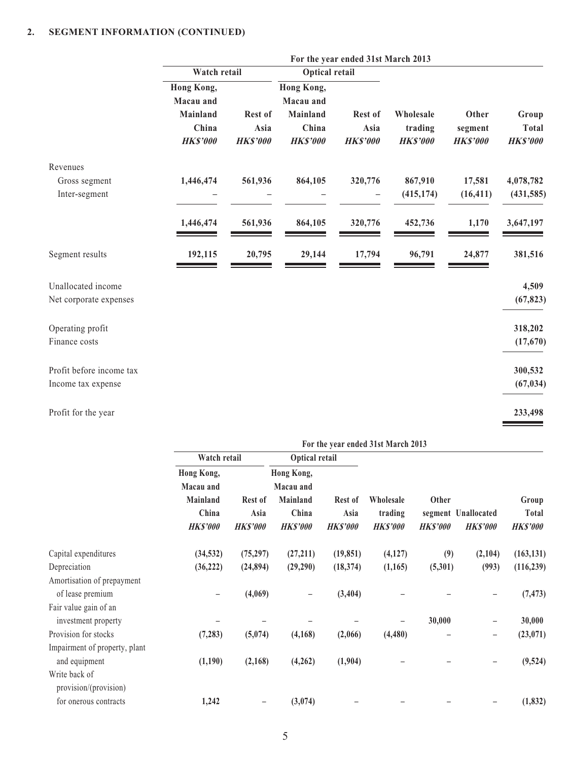## 2. SEGMENT INFORMATION (CONTINUED)

| | For the year ended 31st March 2013 | | | | | | |
|---|---|---|---|---|---|---|---|
| | Watch retail | | Optical retail | | | | |
| | Hong Kong, Macau and Mainland China | Rest of Asia | Hong Kong, Macau and Mainland China | Rest of Asia | Wholesale trading | Other segment | Group Total |
| | *HK$'000* | *HK$'000* | *HK$'000* | *HK$'000* | *HK$'000* | *HK$'000* | *HK$'000* |
| Revenues | | | | | | | |
| Gross segment | **1,446,474** | **561,936** | **864,105** | **320,776** | **867,910** | **17,581** | **4,078,782** |
| Inter-segment | – | – | – | – | **(415,174)** | **(16,411)** | **(431,585)** |
| | **1,446,474** | **561,936** | **864,105** | **320,776** | **452,736** | **1,170** | **3,647,197** |
| Segment results | **192,115** | **20,795** | **29,144** | **17,794** | **96,791** | **24,877** | **381,516** |
| Unallocated income | | | | | | | **4,509** |
| Net corporate expenses | | | | | | | **(67,823)** |
| Operating profit | | | | | | | **318,202** |
| Finance costs | | | | | | | **(17,670)** |
| Profit before income tax | | | | | | | **300,532** |
| Income tax expense | | | | | | | **(67,034)** |
| Profit for the year | | | | | | | **233,498** |

| | For the year ended 31st March 2013 | | | | | | | |
|---|---|---|---|---|---|---|---|---|
| | Watch retail | | Optical retail | | | | | |
| | Hong Kong, Macau and Mainland China | Rest of Asia | Hong Kong, Macau and Mainland China | Rest of Asia | Wholesale trading | Other segment | Unallocated | Group Total |
| | *HK$'000* | *HK$'000* | *HK$'000* | *HK$'000* | *HK$'000* | *HK$'000* | *HK$'000* | *HK$'000* |
| Capital expenditures | **(34,532)** | **(75,297)** | **(27,211)** | **(19,851)** | **(4,127)** | **(9)** | **(2,104)** | **(163,131)** |
| Depreciation | **(36,222)** | **(24,894)** | **(29,290)** | **(18,374)** | **(1,165)** | **(5,301)** | **(993)** | **(116,239)** |
| Amortisation of prepayment of lease premium | – | **(4,069)** | – | **(3,404)** | – | – | – | **(7,473)** |
| Fair value gain of an investment property | – | – | – | – | – | **30,000** | – | **30,000** |
| Provision for stocks | **(7,283)** | **(5,074)** | **(4,168)** | **(2,066)** | **(4,480)** | – | – | **(23,071)** |
| Impairment of property, plant and equipment | **(1,190)** | **(2,168)** | **(4,262)** | **(1,904)** | – | – | – | **(9,524)** |
| Write back of provision/(provision) for onerous contracts | **1,242** | – | **(3,074)** | – | – | – | – | **(1,832)** |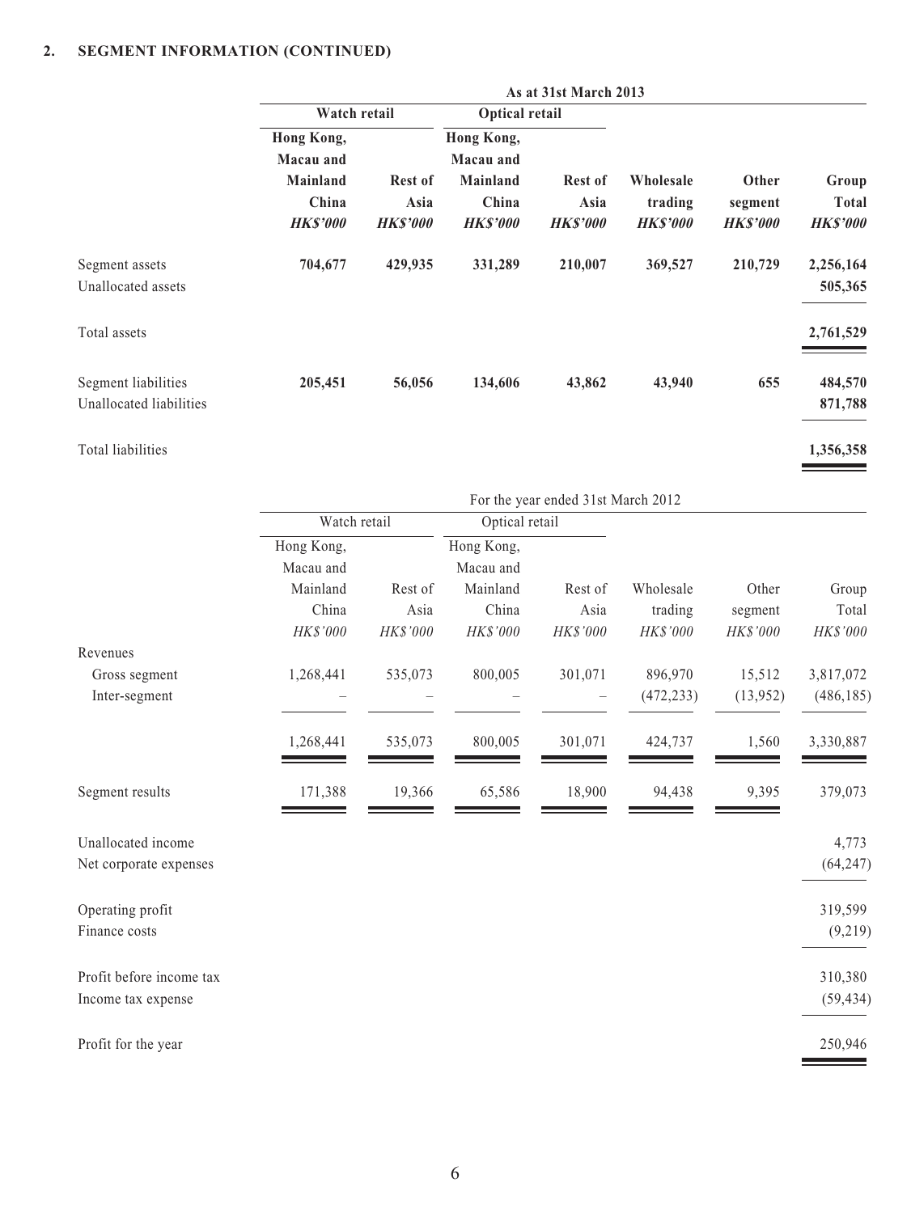**2. SEGMENT INFORMATION (CONTINUED)**

| | As at 31st March 2013 | | | | | | |
|---|---|---|---|---|---|---|---|
| | **Watch retail** | | **Optical retail** | | | | |
| | **Hong Kong, Macau and Mainland China** | **Rest of Asia** | **Hong Kong, Macau and Mainland China** | **Rest of Asia** | **Wholesale trading** | **Other segment** | **Group Total** |
| | ***HK$'000*** | ***HK$'000*** | ***HK$'000*** | ***HK$'000*** | ***HK$'000*** | ***HK$'000*** | ***HK$'000*** |
| Segment assets | **704,677** | **429,935** | **331,289** | **210,007** | **369,527** | **210,729** | **2,256,164** |
| Unallocated assets | | | | | | | **505,365** |
| Total assets | | | | | | | **2,761,529** |
| Segment liabilities | **205,451** | **56,056** | **134,606** | **43,862** | **43,940** | **655** | **484,570** |
| Unallocated liabilities | | | | | | | **871,788** |
| Total liabilities | | | | | | | **1,356,358** |

| | For the year ended 31st March 2012 | | | | | | |
|---|---|---|---|---|---|---|---|
| | Watch retail | | Optical retail | | | | |
| | Hong Kong, Macau and Mainland China | Rest of Asia | Hong Kong, Macau and Mainland China | Rest of Asia | Wholesale trading | Other segment | Group Total |
| | *HK$'000* | *HK$'000* | *HK$'000* | *HK$'000* | *HK$'000* | *HK$'000* | *HK$'000* |
| Revenues | | | | | | | |
| Gross segment | 1,268,441 | 535,073 | 800,005 | 301,071 | 896,970 | 15,512 | 3,817,072 |
| Inter-segment | – | – | – | – | (472,233) | (13,952) | (486,185) |
| | 1,268,441 | 535,073 | 800,005 | 301,071 | 424,737 | 1,560 | 3,330,887 |
| Segment results | 171,388 | 19,366 | 65,586 | 18,900 | 94,438 | 9,395 | 379,073 |
| Unallocated income | | | | | | | 4,773 |
| Net corporate expenses | | | | | | | (64,247) |
| Operating profit | | | | | | | 319,599 |
| Finance costs | | | | | | | (9,219) |
| Profit before income tax | | | | | | | 310,380 |
| Income tax expense | | | | | | | (59,434) |
| Profit for the year | | | | | | | 250,946 |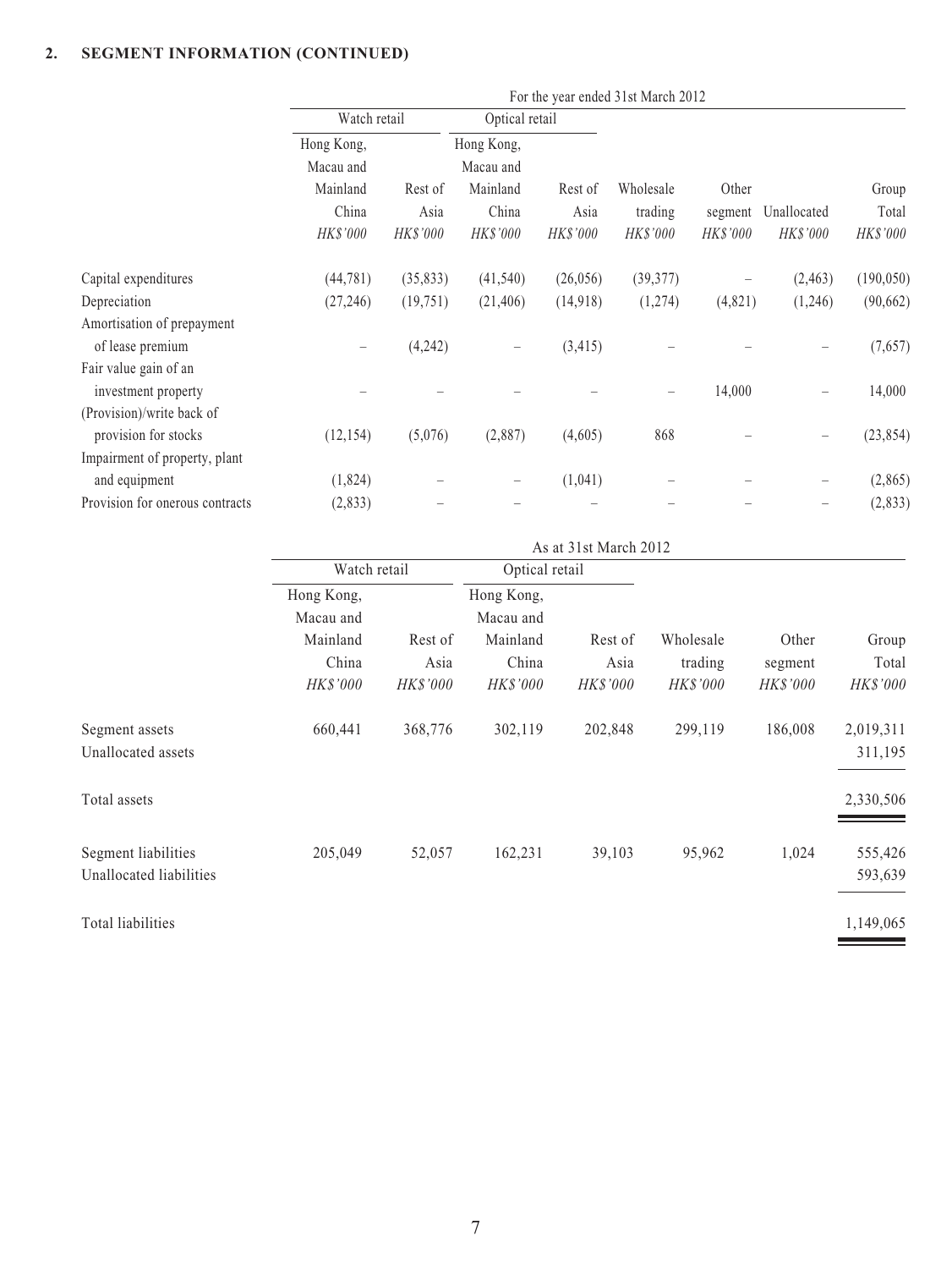## 2. SEGMENT INFORMATION (CONTINUED)

| | For the year ended 31st March 2012 | | | | | | | |
|---|---|---|---|---|---|---|---|---|
| | Watch retail | | Optical retail | | | | | |
| | Hong Kong, Macau and Mainland China | Rest of Asia | Hong Kong, Macau and Mainland China | Rest of Asia | Wholesale trading | Other segment | Unallocated | Group Total |
| | *HK$'000* | *HK$'000* | *HK$'000* | *HK$'000* | *HK$'000* | *HK$'000* | *HK$'000* | *HK$'000* |
| Capital expenditures | (44,781) | (35,833) | (41,540) | (26,056) | (39,377) | – | (2,463) | (190,050) |
| Depreciation | (27,246) | (19,751) | (21,406) | (14,918) | (1,274) | (4,821) | (1,246) | (90,662) |
| Amortisation of prepayment of lease premium | – | (4,242) | – | (3,415) | – | – | – | (7,657) |
| Fair value gain of an investment property | – | – | – | – | – | 14,000 | – | 14,000 |
| (Provision)/write back of provision for stocks | (12,154) | (5,076) | (2,887) | (4,605) | 868 | – | – | (23,854) |
| Impairment of property, plant and equipment | (1,824) | – | – | (1,041) | – | – | – | (2,865) |
| Provision for onerous contracts | (2,833) | – | – | – | – | – | – | (2,833) |

| | As at 31st March 2012 | | | | | | |
|---|---|---|---|---|---|---|---|
| | Watch retail | | Optical retail | | | | |
| | Hong Kong, Macau and Mainland China | Rest of Asia | Hong Kong, Macau and Mainland China | Rest of Asia | Wholesale trading | Other segment | Group Total |
| | *HK$'000* | *HK$'000* | *HK$'000* | *HK$'000* | *HK$'000* | *HK$'000* | *HK$'000* |
| Segment assets | 660,441 | 368,776 | 302,119 | 202,848 | 299,119 | 186,008 | 2,019,311 |
| Unallocated assets | | | | | | | 311,195 |
| Total assets | | | | | | | 2,330,506 |
| Segment liabilities | 205,049 | 52,057 | 162,231 | 39,103 | 95,962 | 1,024 | 555,426 |
| Unallocated liabilities | | | | | | | 593,639 |
| Total liabilities | | | | | | | 1,149,065 |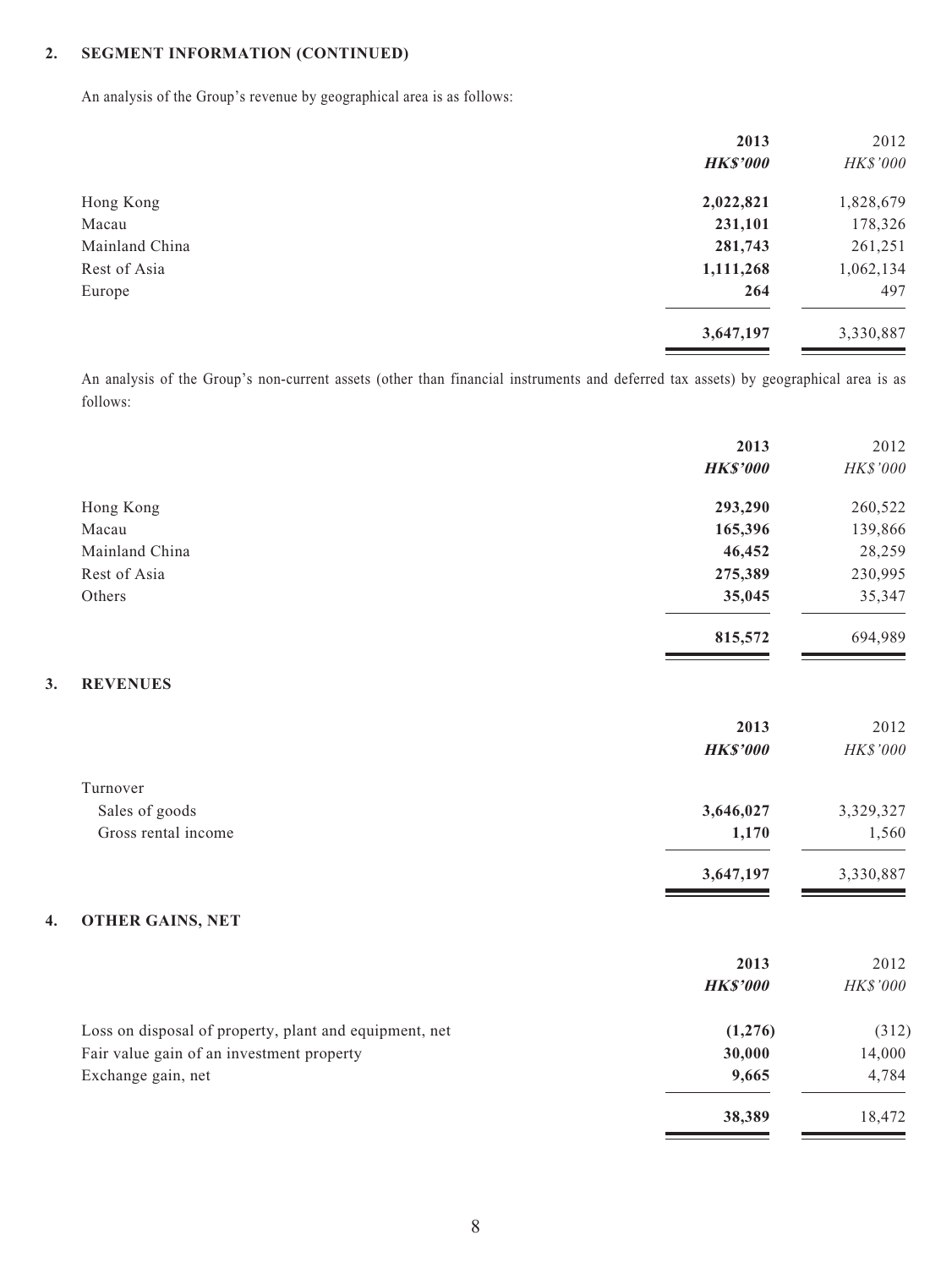## 2. SEGMENT INFORMATION (CONTINUED)

An analysis of the Group's revenue by geographical area is as follows:

| | **2013** | 2012 |
|---|---|---|
| | ***HK$'000*** | *HK$'000* |
| Hong Kong | **2,022,821** | 1,828,679 |
| Macau | **231,101** | 178,326 |
| Mainland China | **281,743** | 261,251 |
| Rest of Asia | **1,111,268** | 1,062,134 |
| Europe | **264** | 497 |
| | **3,647,197** | 3,330,887 |

An analysis of the Group's non-current assets (other than financial instruments and deferred tax assets) by geographical area is as follows:

| | **2013** | 2012 |
|---|---|---|
| | ***HK$'000*** | *HK$'000* |
| Hong Kong | **293,290** | 260,522 |
| Macau | **165,396** | 139,866 |
| Mainland China | **46,452** | 28,259 |
| Rest of Asia | **275,389** | 230,995 |
| Others | **35,045** | 35,347 |
| | **815,572** | 694,989 |

## 3. REVENUES

| | **2013** | 2012 |
|---|---|---|
| | ***HK$'000*** | *HK$'000* |
| Turnover | | |
| Sales of goods | **3,646,027** | 3,329,327 |
| Gross rental income | **1,170** | 1,560 |
| | **3,647,197** | 3,330,887 |

## 4. OTHER GAINS, NET

| | **2013** | 2012 |
|---|---|---|
| | ***HK$'000*** | *HK$'000* |
| Loss on disposal of property, plant and equipment, net | **(1,276)** | (312) |
| Fair value gain of an investment property | **30,000** | 14,000 |
| Exchange gain, net | **9,665** | 4,784 |
| | **38,389** | 18,472 |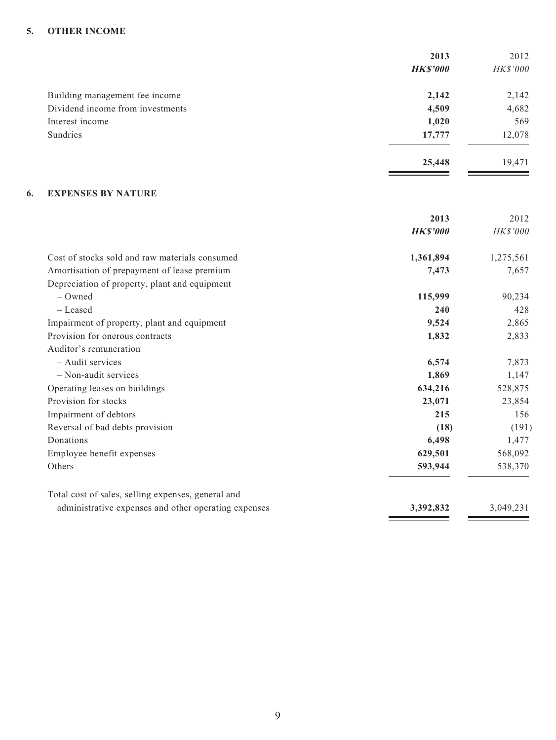## 5. OTHER INCOME

| | 2013 | 2012 |
|---|---|---|
| | ***HK$'000*** | *HK$'000* |
| Building management fee income | **2,142** | 2,142 |
| Dividend income from investments | **4,509** | 4,682 |
| Interest income | **1,020** | 569 |
| Sundries | **17,777** | 12,078 |
| | **25,448** | 19,471 |

## 6. EXPENSES BY NATURE

| | 2013 | 2012 |
|---|---|---|
| | ***HK$'000*** | *HK$'000* |
| Cost of stocks sold and raw materials consumed | **1,361,894** | 1,275,561 |
| Amortisation of prepayment of lease premium | **7,473** | 7,657 |
| Depreciation of property, plant and equipment | | |
| – Owned | **115,999** | 90,234 |
| – Leased | **240** | 428 |
| Impairment of property, plant and equipment | **9,524** | 2,865 |
| Provision for onerous contracts | **1,832** | 2,833 |
| Auditor's remuneration | | |
| – Audit services | **6,574** | 7,873 |
| – Non-audit services | **1,869** | 1,147 |
| Operating leases on buildings | **634,216** | 528,875 |
| Provision for stocks | **23,071** | 23,854 |
| Impairment of debtors | **215** | 156 |
| Reversal of bad debts provision | **(18)** | (191) |
| Donations | **6,498** | 1,477 |
| Employee benefit expenses | **629,501** | 568,092 |
| Others | **593,944** | 538,370 |
| Total cost of sales, selling expenses, general and administrative expenses and other operating expenses | **3,392,832** | 3,049,231 |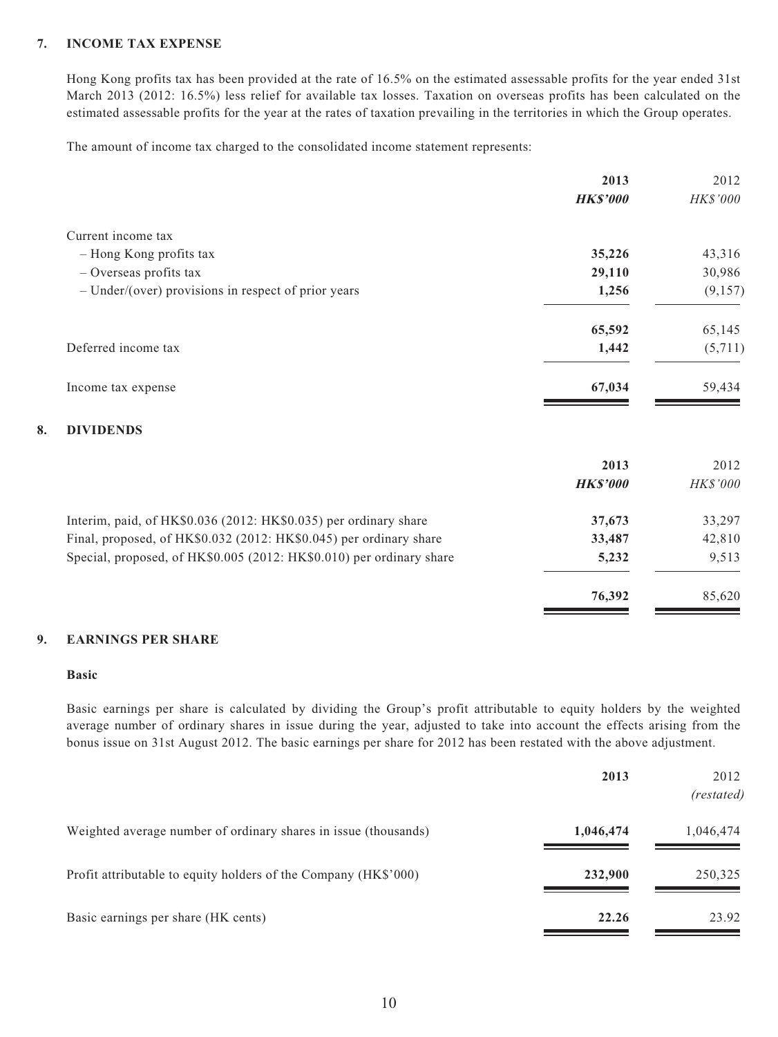## 7. INCOME TAX EXPENSE

Hong Kong profits tax has been provided at the rate of 16.5% on the estimated assessable profits for the year ended 31st March 2013 (2012: 16.5%) less relief for available tax losses. Taxation on overseas profits has been calculated on the estimated assessable profits for the year at the rates of taxation prevailing in the territories in which the Group operates.

The amount of income tax charged to the consolidated income statement represents:

| | **2013** | 2012 |
|---|---|---|
| | ***HK$'000*** | *HK$'000* |
| Current income tax | | |
| – Hong Kong profits tax | **35,226** | 43,316 |
| – Overseas profits tax | **29,110** | 30,986 |
| – Under/(over) provisions in respect of prior years | **1,256** | (9,157) |
| | **65,592** | 65,145 |
| Deferred income tax | **1,442** | (5,711) |
| Income tax expense | **67,034** | 59,434 |

## 8. DIVIDENDS

| | **2013** | 2012 |
|---|---|---|
| | ***HK$'000*** | *HK$'000* |
| Interim, paid, of HK$0.036 (2012: HK$0.035) per ordinary share | **37,673** | 33,297 |
| Final, proposed, of HK$0.032 (2012: HK$0.045) per ordinary share | **33,487** | 42,810 |
| Special, proposed, of HK$0.005 (2012: HK$0.010) per ordinary share | **5,232** | 9,513 |
| | **76,392** | 85,620 |

## 9. EARNINGS PER SHARE

**Basic**

Basic earnings per share is calculated by dividing the Group's profit attributable to equity holders by the weighted average number of ordinary shares in issue during the year, adjusted to take into account the effects arising from the bonus issue on 31st August 2012. The basic earnings per share for 2012 has been restated with the above adjustment.

| | **2013** | 2012 *(restated)* |
|---|---|---|
| Weighted average number of ordinary shares in issue (thousands) | **1,046,474** | 1,046,474 |
| Profit attributable to equity holders of the Company (HK$'000) | **232,900** | 250,325 |
| Basic earnings per share (HK cents) | **22.26** | 23.92 |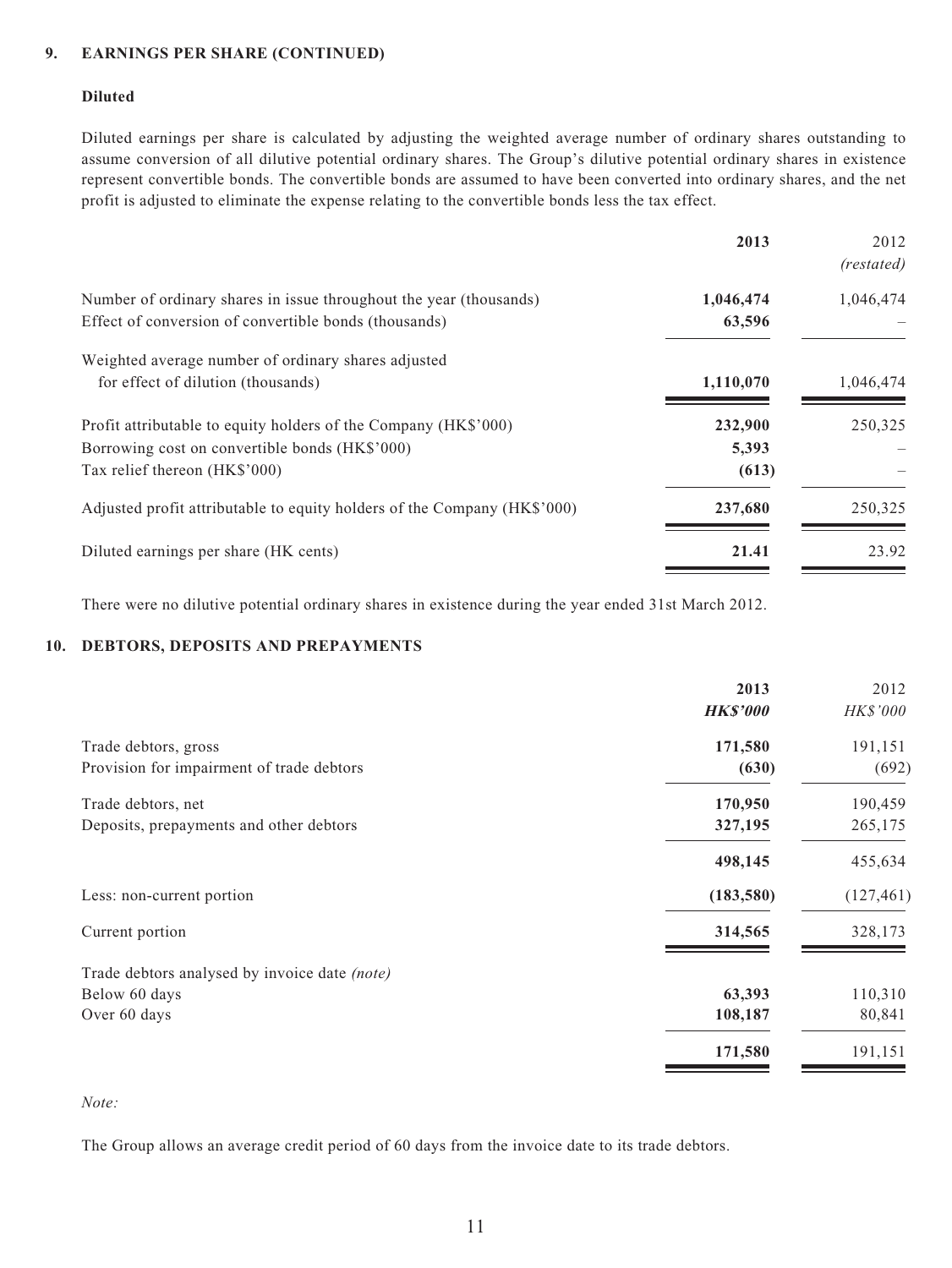## 9. EARNINGS PER SHARE (CONTINUED)

### Diluted

Diluted earnings per share is calculated by adjusting the weighted average number of ordinary shares outstanding to assume conversion of all dilutive potential ordinary shares. The Group's dilutive potential ordinary shares in existence represent convertible bonds. The convertible bonds are assumed to have been converted into ordinary shares, and the net profit is adjusted to eliminate the expense relating to the convertible bonds less the tax effect.

| | **2013** | 2012 *(restated)* |
|---|---|---|
| Number of ordinary shares in issue throughout the year (thousands) | **1,046,474** | 1,046,474 |
| Effect of conversion of convertible bonds (thousands) | **63,596** | – |
| Weighted average number of ordinary shares adjusted for effect of dilution (thousands) | **1,110,070** | 1,046,474 |
| Profit attributable to equity holders of the Company (HK$'000) | **232,900** | 250,325 |
| Borrowing cost on convertible bonds (HK$'000) | **5,393** | – |
| Tax relief thereon (HK$'000) | **(613)** | – |
| Adjusted profit attributable to equity holders of the Company (HK$'000) | **237,680** | 250,325 |
| Diluted earnings per share (HK cents) | **21.41** | 23.92 |

There were no dilutive potential ordinary shares in existence during the year ended 31st March 2012.

## 10. DEBTORS, DEPOSITS AND PREPAYMENTS

| | **2013** *HK$'000* | 2012 *HK$'000* |
|---|---|---|
| Trade debtors, gross | **171,580** | 191,151 |
| Provision for impairment of trade debtors | **(630)** | (692) |
| Trade debtors, net | **170,950** | 190,459 |
| Deposits, prepayments and other debtors | **327,195** | 265,175 |
| | **498,145** | 455,634 |
| Less: non-current portion | **(183,580)** | (127,461) |
| Current portion | **314,565** | 328,173 |
| Trade debtors analysed by invoice date *(note)* | | |
| Below 60 days | **63,393** | 110,310 |
| Over 60 days | **108,187** | 80,841 |
| | **171,580** | 191,151 |

*Note:*

The Group allows an average credit period of 60 days from the invoice date to its trade debtors.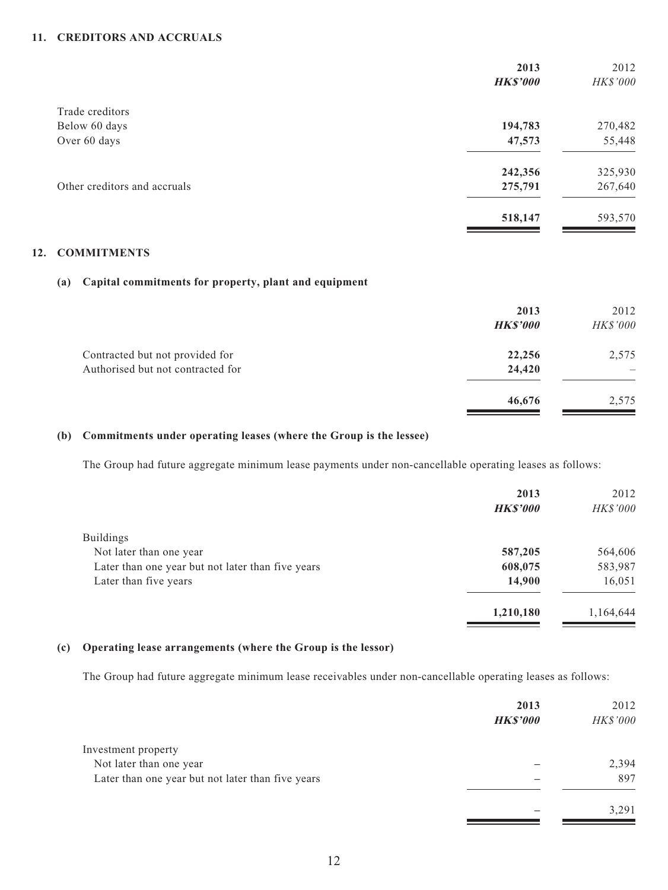## 11. CREDITORS AND ACCRUALS

| | 2013 | 2012 |
|---|---|---|
| | ***HK$'000*** | *HK$'000* |
| Trade creditors | | |
| Below 60 days | **194,783** | 270,482 |
| Over 60 days | **47,573** | 55,448 |
| | **242,356** | 325,930 |
| Other creditors and accruals | **275,791** | 267,640 |
| | **518,147** | 593,570 |

## 12. COMMITMENTS

### (a) Capital commitments for property, plant and equipment

| | 2013 | 2012 |
|---|---|---|
| | ***HK$'000*** | *HK$'000* |
| Contracted but not provided for | **22,256** | 2,575 |
| Authorised but not contracted for | **24,420** | – |
| | **46,676** | 2,575 |

### (b) Commitments under operating leases (where the Group is the lessee)

The Group had future aggregate minimum lease payments under non-cancellable operating leases as follows:

| | 2013 | 2012 |
|---|---|---|
| | ***HK$'000*** | *HK$'000* |
| Buildings | | |
| Not later than one year | **587,205** | 564,606 |
| Later than one year but not later than five years | **608,075** | 583,987 |
| Later than five years | **14,900** | 16,051 |
| | **1,210,180** | 1,164,644 |

### (c) Operating lease arrangements (where the Group is the lessor)

The Group had future aggregate minimum lease receivables under non-cancellable operating leases as follows:

| | 2013 | 2012 |
|---|---|---|
| | ***HK$'000*** | *HK$'000* |
| Investment property | | |
| Not later than one year | **–** | 2,394 |
| Later than one year but not later than five years | **–** | 897 |
| | **–** | 3,291 |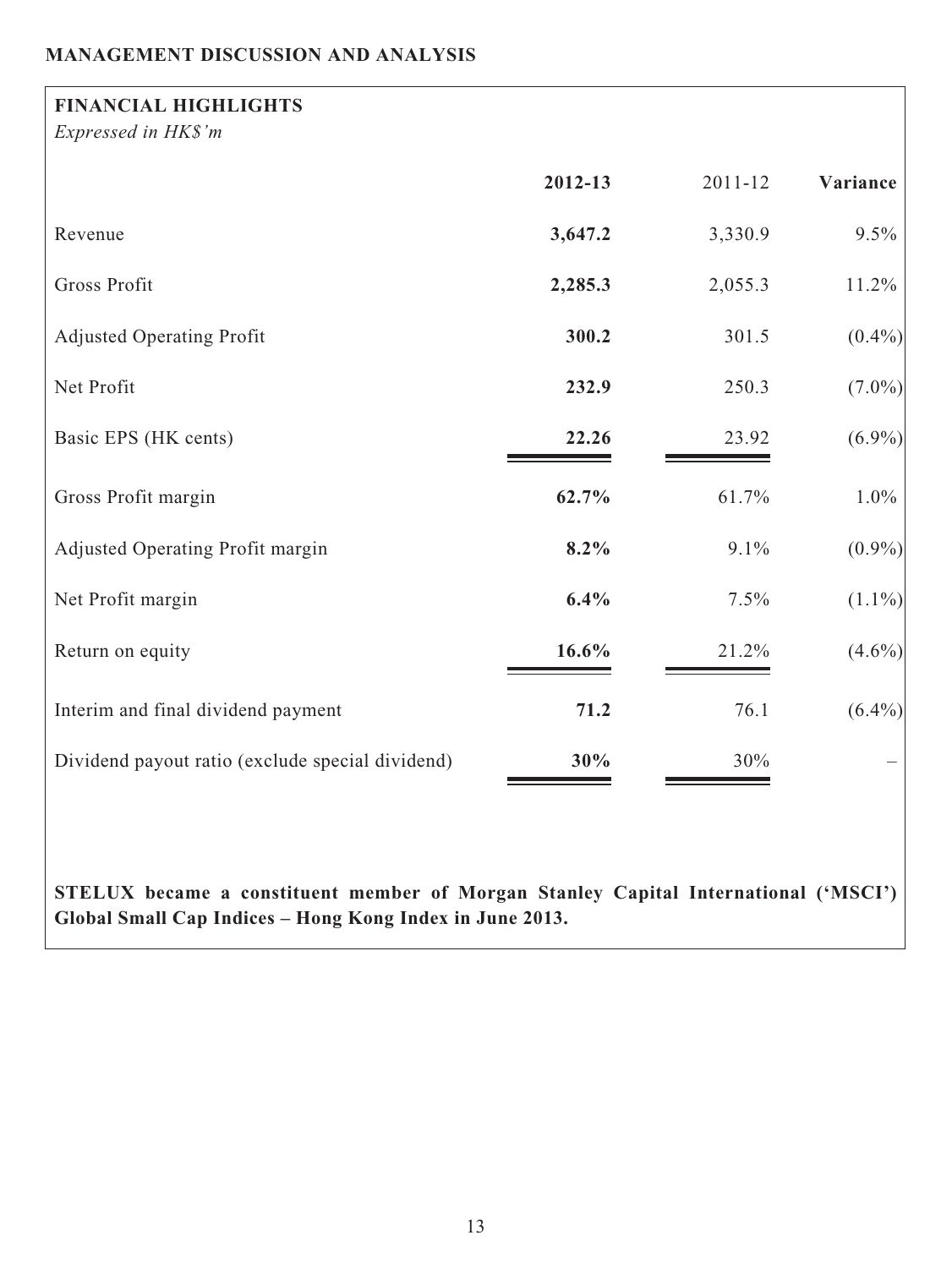## MANAGEMENT DISCUSSION AND ANALYSIS

### FINANCIAL HIGHLIGHTS

*Expressed in HK$'m*

| | **2012-13** | 2011-12 | **Variance** |
|---|---|---|---|
| Revenue | **3,647.2** | 3,330.9 | 9.5% |
| Gross Profit | **2,285.3** | 2,055.3 | 11.2% |
| Adjusted Operating Profit | **300.2** | 301.5 | (0.4%) |
| Net Profit | **232.9** | 250.3 | (7.0%) |
| Basic EPS (HK cents) | **22.26** | 23.92 | (6.9%) |
| Gross Profit margin | **62.7%** | 61.7% | 1.0% |
| Adjusted Operating Profit margin | **8.2%** | 9.1% | (0.9%) |
| Net Profit margin | **6.4%** | 7.5% | (1.1%) |
| Return on equity | **16.6%** | 21.2% | (4.6%) |
| Interim and final dividend payment | **71.2** | 76.1 | (6.4%) |
| Dividend payout ratio (exclude special dividend) | **30%** | 30% | – |

**STELUX became a constituent member of Morgan Stanley Capital International ('MSCI') Global Small Cap Indices – Hong Kong Index in June 2013.**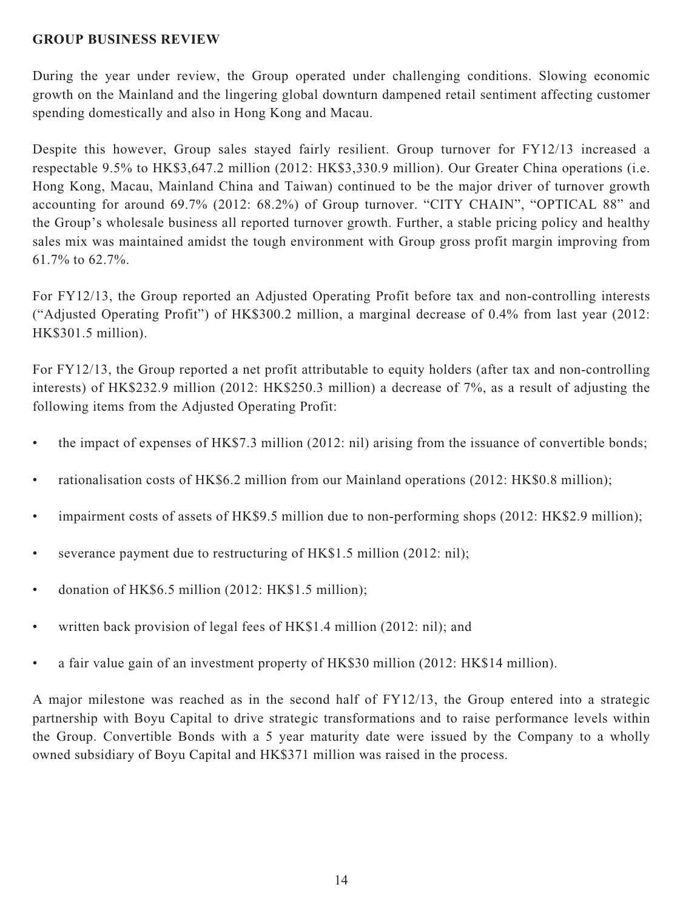**GROUP BUSINESS REVIEW**

During the year under review, the Group operated under challenging conditions. Slowing economic growth on the Mainland and the lingering global downturn dampened retail sentiment affecting customer spending domestically and also in Hong Kong and Macau.

Despite this however, Group sales stayed fairly resilient. Group turnover for FY12/13 increased a respectable 9.5% to HK$3,647.2 million (2012: HK$3,330.9 million). Our Greater China operations (i.e. Hong Kong, Macau, Mainland China and Taiwan) continued to be the major driver of turnover growth accounting for around 69.7% (2012: 68.2%) of Group turnover. "CITY CHAIN", "OPTICAL 88" and the Group's wholesale business all reported turnover growth. Further, a stable pricing policy and healthy sales mix was maintained amidst the tough environment with Group gross profit margin improving from 61.7% to 62.7%.

For FY12/13, the Group reported an Adjusted Operating Profit before tax and non-controlling interests ("Adjusted Operating Profit") of HK$300.2 million, a marginal decrease of 0.4% from last year (2012: HK$301.5 million).

For FY12/13, the Group reported a net profit attributable to equity holders (after tax and non-controlling interests) of HK$232.9 million (2012: HK$250.3 million) a decrease of 7%, as a result of adjusting the following items from the Adjusted Operating Profit:

- the impact of expenses of HK$7.3 million (2012: nil) arising from the issuance of convertible bonds;
- rationalisation costs of HK$6.2 million from our Mainland operations (2012: HK$0.8 million);
- impairment costs of assets of HK$9.5 million due to non-performing shops (2012: HK$2.9 million);
- severance payment due to restructuring of HK$1.5 million (2012: nil);
- donation of HK$6.5 million (2012: HK$1.5 million);
- written back provision of legal fees of HK$1.4 million (2012: nil); and
- a fair value gain of an investment property of HK$30 million (2012: HK$14 million).

A major milestone was reached as in the second half of FY12/13, the Group entered into a strategic partnership with Boyu Capital to drive strategic transformations and to raise performance levels within the Group. Convertible Bonds with a 5 year maturity date were issued by the Company to a wholly owned subsidiary of Boyu Capital and HK$371 million was raised in the process.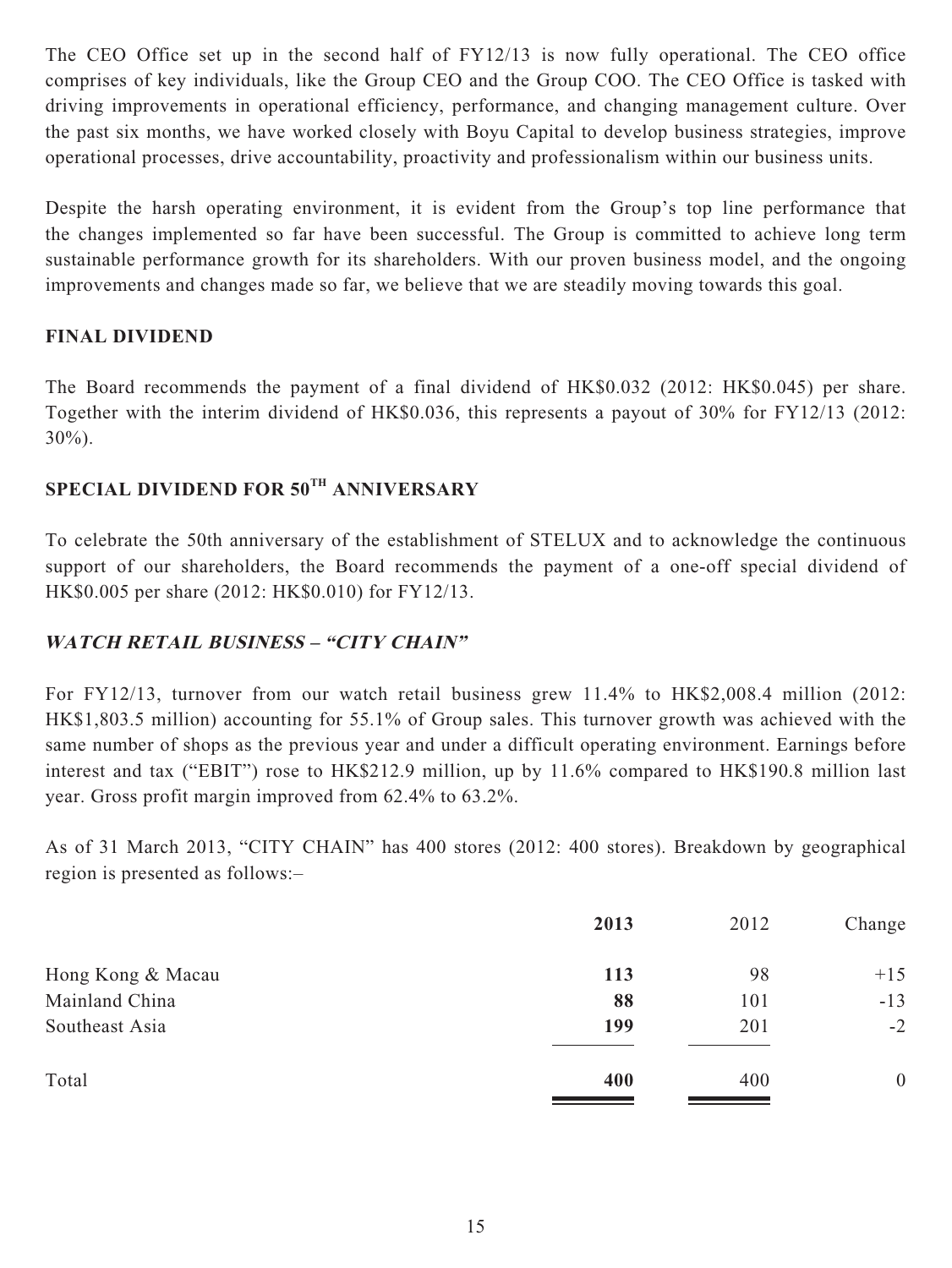The CEO Office set up in the second half of FY12/13 is now fully operational. The CEO office comprises of key individuals, like the Group CEO and the Group COO. The CEO Office is tasked with driving improvements in operational efficiency, performance, and changing management culture. Over the past six months, we have worked closely with Boyu Capital to develop business strategies, improve operational processes, drive accountability, proactivity and professionalism within our business units.

Despite the harsh operating environment, it is evident from the Group's top line performance that the changes implemented so far have been successful. The Group is committed to achieve long term sustainable performance growth for its shareholders. With our proven business model, and the ongoing improvements and changes made so far, we believe that we are steadily moving towards this goal.

## FINAL DIVIDEND

The Board recommends the payment of a final dividend of HK$0.032 (2012: HK$0.045) per share. Together with the interim dividend of HK$0.036, this represents a payout of 30% for FY12/13 (2012: 30%).

## SPECIAL DIVIDEND FOR 50TH ANNIVERSARY

To celebrate the 50th anniversary of the establishment of STELUX and to acknowledge the continuous support of our shareholders, the Board recommends the payment of a one-off special dividend of HK$0.005 per share (2012: HK$0.010) for FY12/13.

## *WATCH RETAIL BUSINESS – "CITY CHAIN"*

For FY12/13, turnover from our watch retail business grew 11.4% to HK$2,008.4 million (2012: HK$1,803.5 million) accounting for 55.1% of Group sales. This turnover growth was achieved with the same number of shops as the previous year and under a difficult operating environment. Earnings before interest and tax ("EBIT") rose to HK$212.9 million, up by 11.6% compared to HK$190.8 million last year. Gross profit margin improved from 62.4% to 63.2%.

As of 31 March 2013, "CITY CHAIN" has 400 stores (2012: 400 stores). Breakdown by geographical region is presented as follows:–

| | **2013** | 2012 | Change |
|---|---|---|---|
| Hong Kong & Macau | **113** | 98 | +15 |
| Mainland China | **88** | 101 | -13 |
| Southeast Asia | **199** | 201 | -2 |
| Total | **400** | 400 | 0 |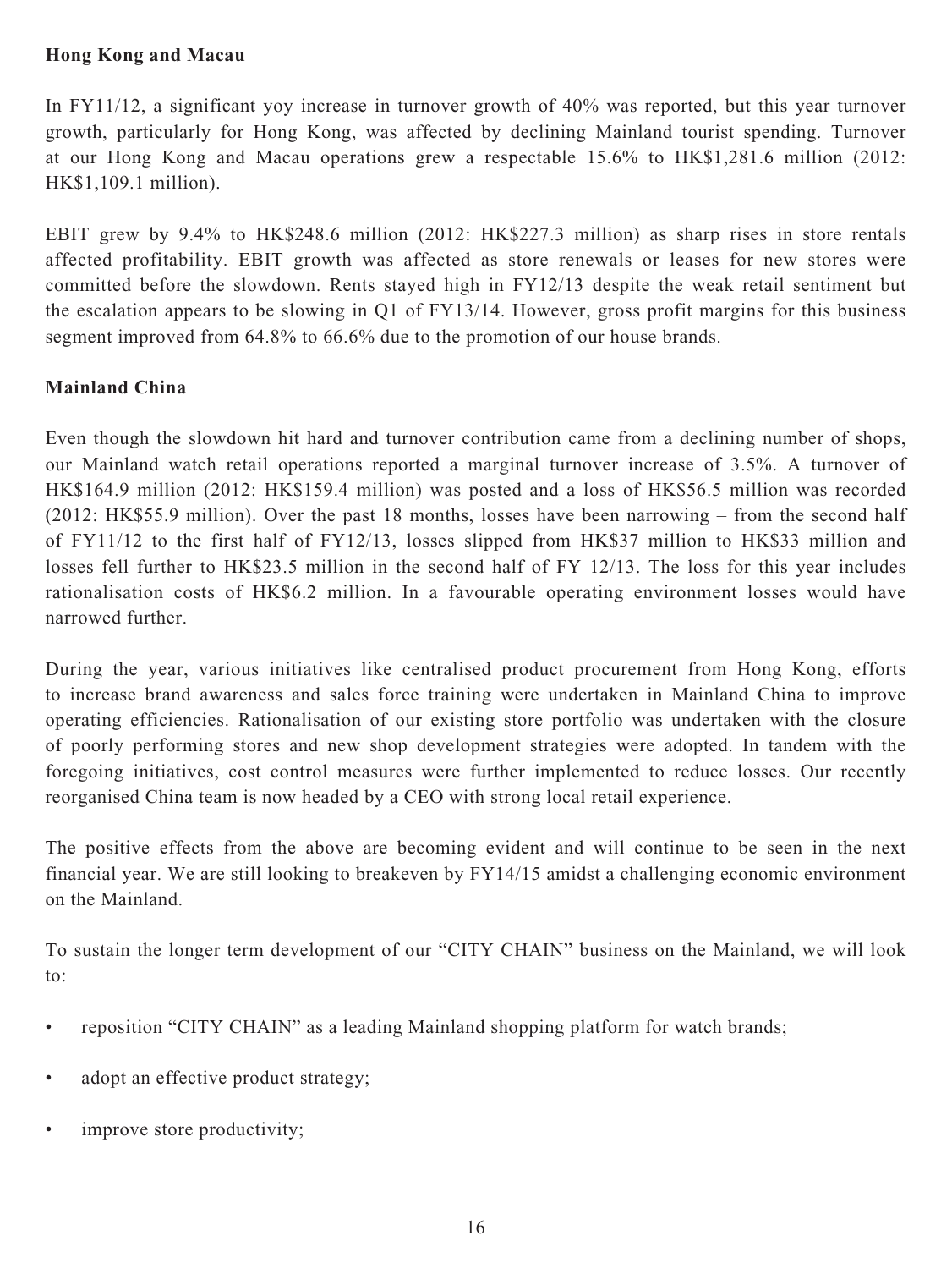**Hong Kong and Macau**

In FY11/12, a significant yoy increase in turnover growth of 40% was reported, but this year turnover growth, particularly for Hong Kong, was affected by declining Mainland tourist spending. Turnover at our Hong Kong and Macau operations grew a respectable 15.6% to HK$1,281.6 million (2012: HK$1,109.1 million).

EBIT grew by 9.4% to HK$248.6 million (2012: HK$227.3 million) as sharp rises in store rentals affected profitability. EBIT growth was affected as store renewals or leases for new stores were committed before the slowdown. Rents stayed high in FY12/13 despite the weak retail sentiment but the escalation appears to be slowing in Q1 of FY13/14. However, gross profit margins for this business segment improved from 64.8% to 66.6% due to the promotion of our house brands.

**Mainland China**

Even though the slowdown hit hard and turnover contribution came from a declining number of shops, our Mainland watch retail operations reported a marginal turnover increase of 3.5%. A turnover of HK$164.9 million (2012: HK$159.4 million) was posted and a loss of HK$56.5 million was recorded (2012: HK$55.9 million). Over the past 18 months, losses have been narrowing – from the second half of FY11/12 to the first half of FY12/13, losses slipped from HK$37 million to HK$33 million and losses fell further to HK$23.5 million in the second half of FY 12/13. The loss for this year includes rationalisation costs of HK$6.2 million. In a favourable operating environment losses would have narrowed further.

During the year, various initiatives like centralised product procurement from Hong Kong, efforts to increase brand awareness and sales force training were undertaken in Mainland China to improve operating efficiencies. Rationalisation of our existing store portfolio was undertaken with the closure of poorly performing stores and new shop development strategies were adopted. In tandem with the foregoing initiatives, cost control measures were further implemented to reduce losses. Our recently reorganised China team is now headed by a CEO with strong local retail experience.

The positive effects from the above are becoming evident and will continue to be seen in the next financial year. We are still looking to breakeven by FY14/15 amidst a challenging economic environment on the Mainland.

To sustain the longer term development of our "CITY CHAIN" business on the Mainland, we will look to:

- reposition "CITY CHAIN" as a leading Mainland shopping platform for watch brands;
- adopt an effective product strategy;
- improve store productivity;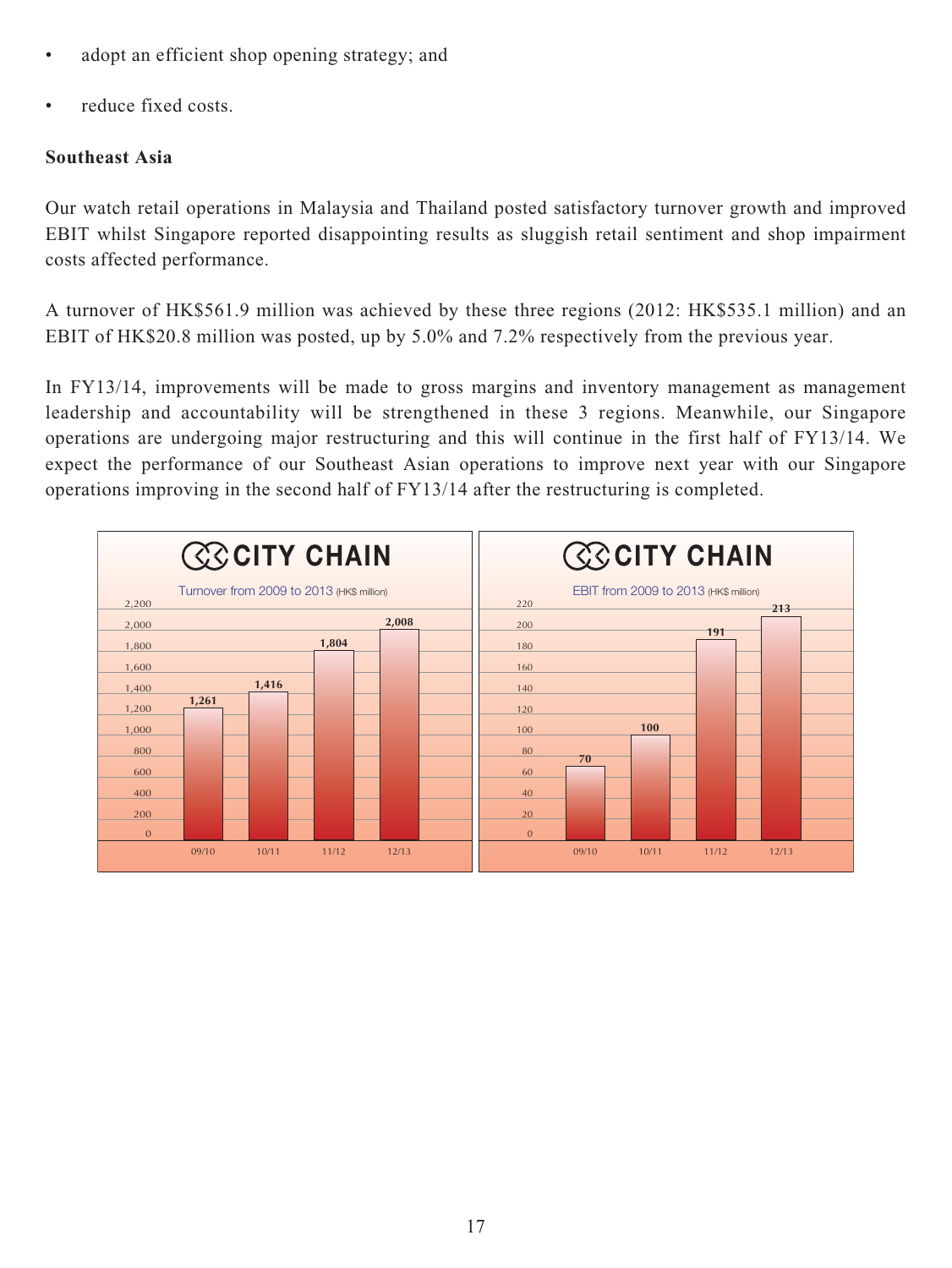- adopt an efficient shop opening strategy; and
- reduce fixed costs.

**Southeast Asia**

Our watch retail operations in Malaysia and Thailand posted satisfactory turnover growth and improved EBIT whilst Singapore reported disappointing results as sluggish retail sentiment and shop impairment costs affected performance.

A turnover of HK$561.9 million was achieved by these three regions (2012: HK$535.1 million) and an EBIT of HK$20.8 million was posted, up by 5.0% and 7.2% respectively from the previous year.

In FY13/14, improvements will be made to gross margins and inventory management as management leadership and accountability will be strengthened in these 3 regions. Meanwhile, our Singapore operations are undergoing major restructuring and this will continue in the first half of FY13/14. We expect the performance of our Southeast Asian operations to improve next year with our Singapore operations improving in the second half of FY13/14 after the restructuring is completed.

**CITY CHAIN**

Turnover from 2009 to 2013 (HK$ million)

| Year | Turnover |
|---|---|
| 09/10 | 1,261 |
| 10/11 | 1,416 |
| 11/12 | 1,804 |
| 12/13 | 2,008 |

**CITY CHAIN**

EBIT from 2009 to 2013 (HK$ million)

| Year | EBIT |
|---|---|
| 09/10 | 70 |
| 10/11 | 100 |
| 11/12 | 191 |
| 12/13 | 213 |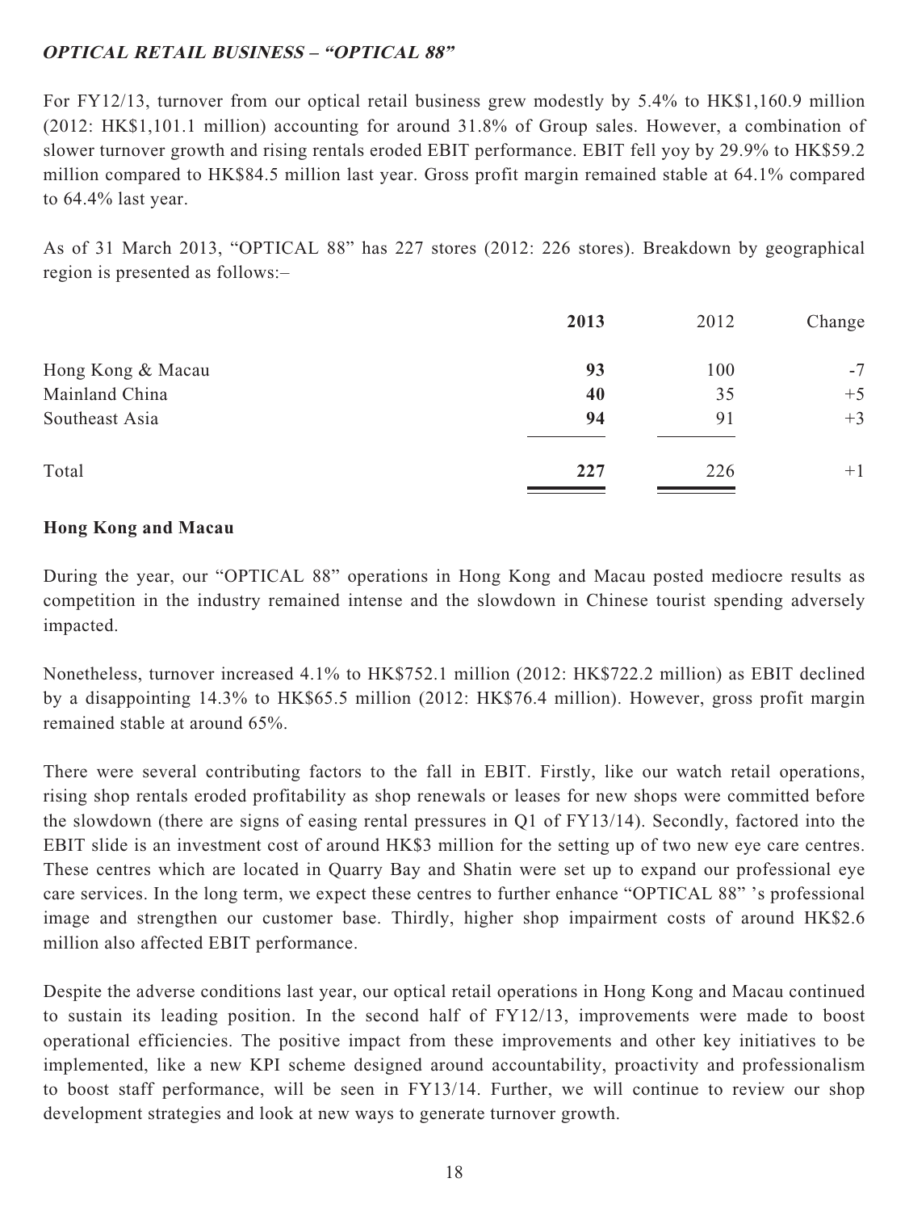### ***OPTICAL RETAIL BUSINESS – "OPTICAL 88"***

For FY12/13, turnover from our optical retail business grew modestly by 5.4% to HK$1,160.9 million (2012: HK$1,101.1 million) accounting for around 31.8% of Group sales. However, a combination of slower turnover growth and rising rentals eroded EBIT performance. EBIT fell yoy by 29.9% to HK$59.2 million compared to HK$84.5 million last year. Gross profit margin remained stable at 64.1% compared to 64.4% last year.

As of 31 March 2013, "OPTICAL 88" has 227 stores (2012: 226 stores). Breakdown by geographical region is presented as follows:–

| | **2013** | 2012 | Change |
|---|---|---|---|
| Hong Kong & Macau | **93** | 100 | -7 |
| Mainland China | **40** | 35 | +5 |
| Southeast Asia | **94** | 91 | +3 |
| Total | **227** | 226 | +1 |

**Hong Kong and Macau**

During the year, our "OPTICAL 88" operations in Hong Kong and Macau posted mediocre results as competition in the industry remained intense and the slowdown in Chinese tourist spending adversely impacted.

Nonetheless, turnover increased 4.1% to HK$752.1 million (2012: HK$722.2 million) as EBIT declined by a disappointing 14.3% to HK$65.5 million (2012: HK$76.4 million). However, gross profit margin remained stable at around 65%.

There were several contributing factors to the fall in EBIT. Firstly, like our watch retail operations, rising shop rentals eroded profitability as shop renewals or leases for new shops were committed before the slowdown (there are signs of easing rental pressures in Q1 of FY13/14). Secondly, factored into the EBIT slide is an investment cost of around HK$3 million for the setting up of two new eye care centres. These centres which are located in Quarry Bay and Shatin were set up to expand our professional eye care services. In the long term, we expect these centres to further enhance "OPTICAL 88" 's professional image and strengthen our customer base. Thirdly, higher shop impairment costs of around HK$2.6 million also affected EBIT performance.

Despite the adverse conditions last year, our optical retail operations in Hong Kong and Macau continued to sustain its leading position. In the second half of FY12/13, improvements were made to boost operational efficiencies. The positive impact from these improvements and other key initiatives to be implemented, like a new KPI scheme designed around accountability, proactivity and professionalism to boost staff performance, will be seen in FY13/14. Further, we will continue to review our shop development strategies and look at new ways to generate turnover growth.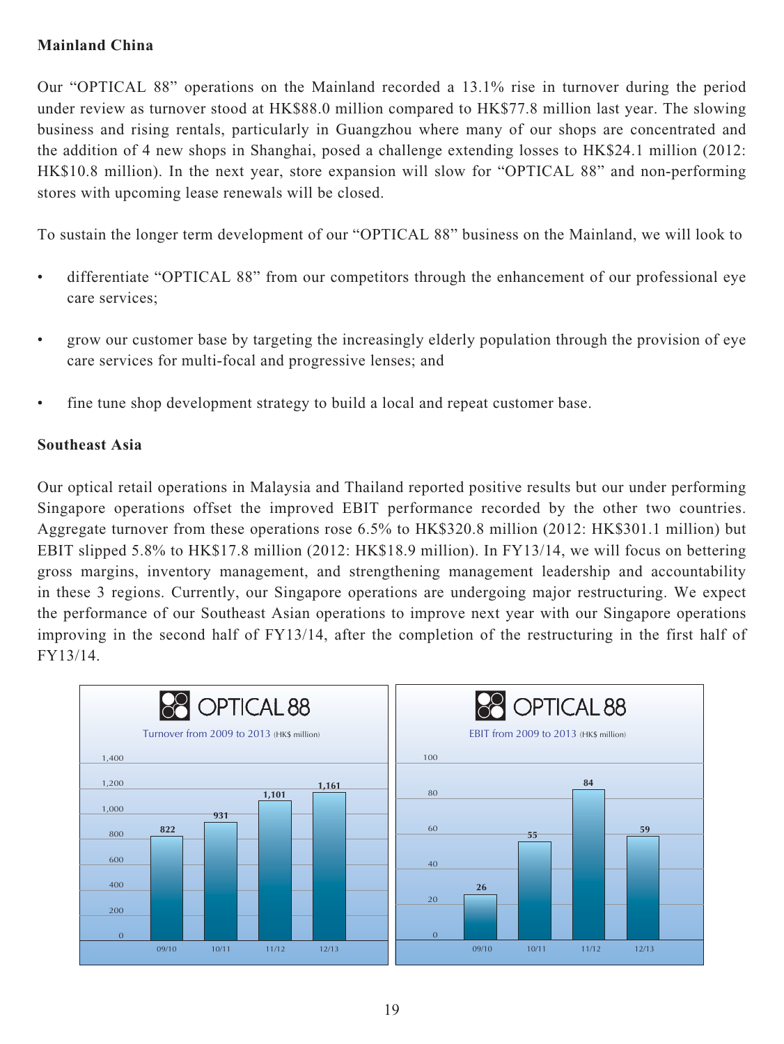### Mainland China

Our "OPTICAL 88" operations on the Mainland recorded a 13.1% rise in turnover during the period under review as turnover stood at HK$88.0 million compared to HK$77.8 million last year. The slowing business and rising rentals, particularly in Guangzhou where many of our shops are concentrated and the addition of 4 new shops in Shanghai, posed a challenge extending losses to HK$24.1 million (2012: HK$10.8 million). In the next year, store expansion will slow for "OPTICAL 88" and non-performing stores with upcoming lease renewals will be closed.

To sustain the longer term development of our "OPTICAL 88" business on the Mainland, we will look to

- differentiate "OPTICAL 88" from our competitors through the enhancement of our professional eye care services;
- grow our customer base by targeting the increasingly elderly population through the provision of eye care services for multi-focal and progressive lenses; and
- fine tune shop development strategy to build a local and repeat customer base.

### Southeast Asia

Our optical retail operations in Malaysia and Thailand reported positive results but our under performing Singapore operations offset the improved EBIT performance recorded by the other two countries. Aggregate turnover from these operations rose 6.5% to HK$320.8 million (2012: HK$301.1 million) but EBIT slipped 5.8% to HK$17.8 million (2012: HK$18.9 million). In FY13/14, we will focus on bettering gross margins, inventory management, and strengthening management leadership and accountability in these 3 regions. Currently, our Singapore operations are undergoing major restructuring. We expect the performance of our Southeast Asian operations to improve next year with our Singapore operations improving in the second half of FY13/14, after the completion of the restructuring in the first half of FY13/14.

**OPTICAL 88 — Turnover from 2009 to 2013 (HK$ million)**

| 09/10 | 10/11 | 11/12 | 12/13 |
|---|---|---|---|
| 822 | 931 | 1,101 | 1,161 |

**OPTICAL 88 — EBIT from 2009 to 2013 (HK$ million)**

| 09/10 | 10/11 | 11/12 | 12/13 |
|---|---|---|---|
| 26 | 55 | 84 | 59 |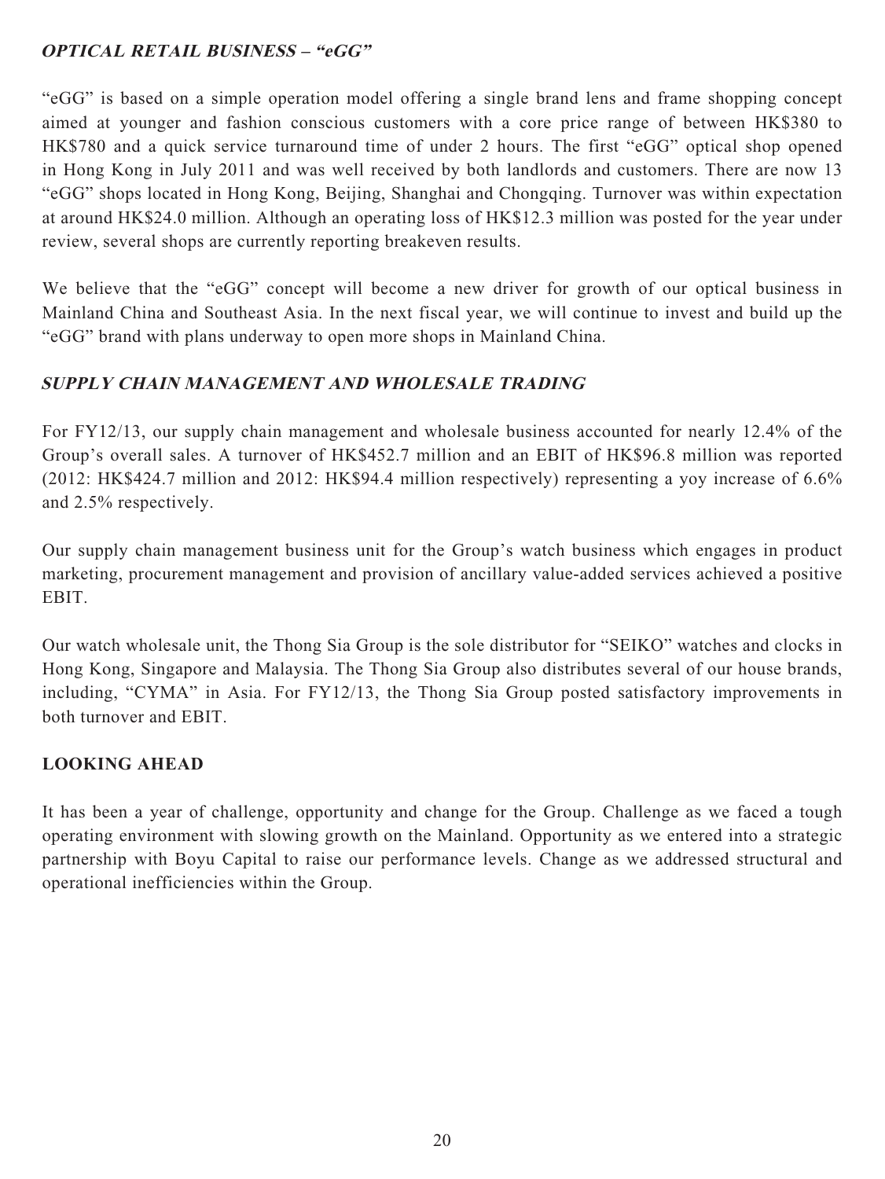### *OPTICAL RETAIL BUSINESS – "eGG"*

"eGG" is based on a simple operation model offering a single brand lens and frame shopping concept aimed at younger and fashion conscious customers with a core price range of between HK$380 to HK$780 and a quick service turnaround time of under 2 hours. The first "eGG" optical shop opened in Hong Kong in July 2011 and was well received by both landlords and customers. There are now 13 "eGG" shops located in Hong Kong, Beijing, Shanghai and Chongqing. Turnover was within expectation at around HK$24.0 million. Although an operating loss of HK$12.3 million was posted for the year under review, several shops are currently reporting breakeven results.

We believe that the "eGG" concept will become a new driver for growth of our optical business in Mainland China and Southeast Asia. In the next fiscal year, we will continue to invest and build up the "eGG" brand with plans underway to open more shops in Mainland China.

### *SUPPLY CHAIN MANAGEMENT AND WHOLESALE TRADING*

For FY12/13, our supply chain management and wholesale business accounted for nearly 12.4% of the Group's overall sales. A turnover of HK$452.7 million and an EBIT of HK$96.8 million was reported (2012: HK$424.7 million and 2012: HK$94.4 million respectively) representing a yoy increase of 6.6% and 2.5% respectively.

Our supply chain management business unit for the Group's watch business which engages in product marketing, procurement management and provision of ancillary value-added services achieved a positive EBIT.

Our watch wholesale unit, the Thong Sia Group is the sole distributor for "SEIKO" watches and clocks in Hong Kong, Singapore and Malaysia. The Thong Sia Group also distributes several of our house brands, including, "CYMA" in Asia. For FY12/13, the Thong Sia Group posted satisfactory improvements in both turnover and EBIT.

## LOOKING AHEAD

It has been a year of challenge, opportunity and change for the Group. Challenge as we faced a tough operating environment with slowing growth on the Mainland. Opportunity as we entered into a strategic partnership with Boyu Capital to raise our performance levels. Change as we addressed structural and operational inefficiencies within the Group.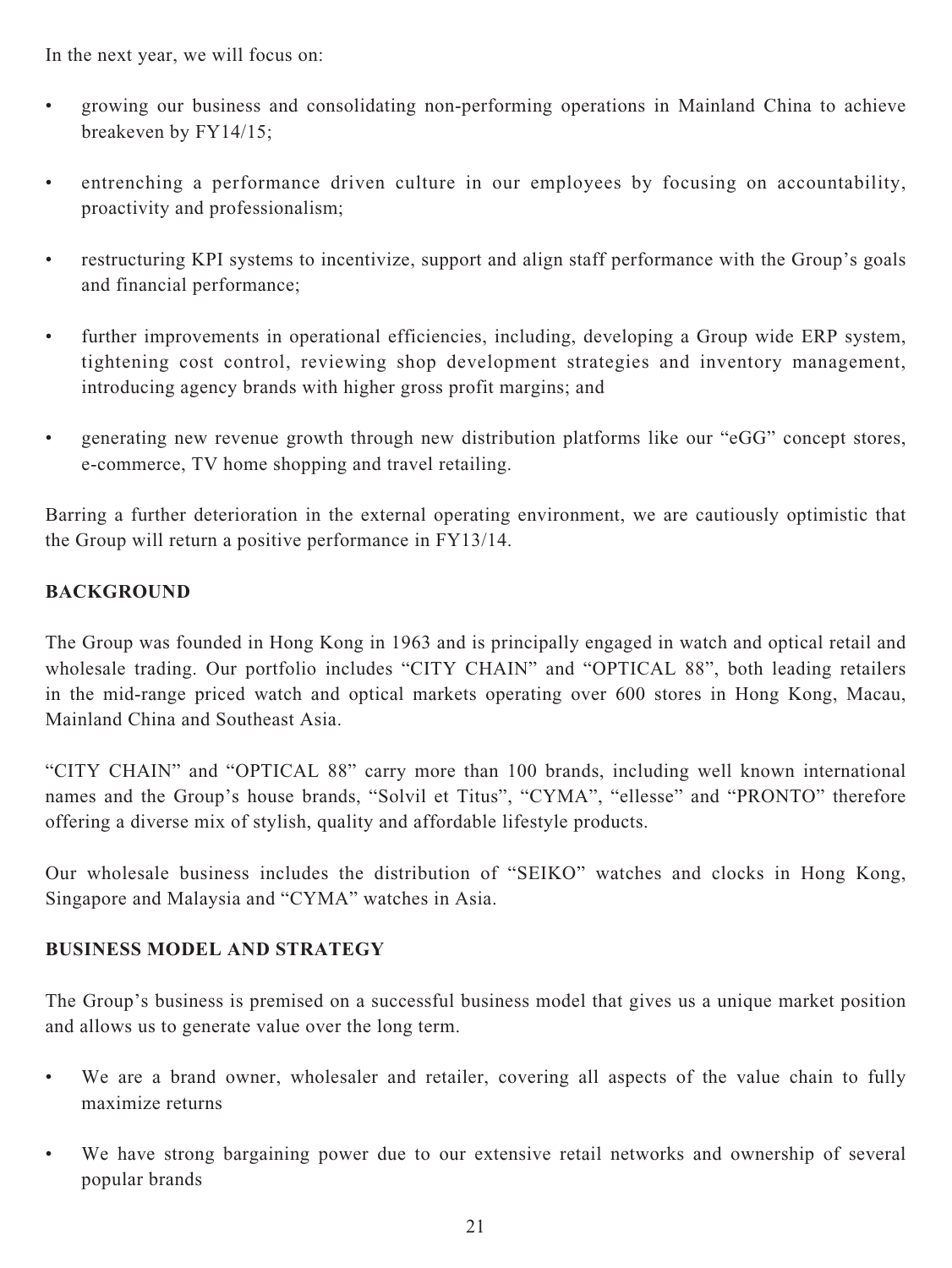In the next year, we will focus on:

- growing our business and consolidating non-performing operations in Mainland China to achieve breakeven by FY14/15;
- entrenching a performance driven culture in our employees by focusing on accountability, proactivity and professionalism;
- restructuring KPI systems to incentivize, support and align staff performance with the Group's goals and financial performance;
- further improvements in operational efficiencies, including, developing a Group wide ERP system, tightening cost control, reviewing shop development strategies and inventory management, introducing agency brands with higher gross profit margins; and
- generating new revenue growth through new distribution platforms like our "eGG" concept stores, e-commerce, TV home shopping and travel retailing.

Barring a further deterioration in the external operating environment, we are cautiously optimistic that the Group will return a positive performance in FY13/14.

## BACKGROUND

The Group was founded in Hong Kong in 1963 and is principally engaged in watch and optical retail and wholesale trading. Our portfolio includes "CITY CHAIN" and "OPTICAL 88", both leading retailers in the mid-range priced watch and optical markets operating over 600 stores in Hong Kong, Macau, Mainland China and Southeast Asia.

"CITY CHAIN" and "OPTICAL 88" carry more than 100 brands, including well known international names and the Group's house brands, "Solvil et Titus", "CYMA", "ellesse" and "PRONTO" therefore offering a diverse mix of stylish, quality and affordable lifestyle products.

Our wholesale business includes the distribution of "SEIKO" watches and clocks in Hong Kong, Singapore and Malaysia and "CYMA" watches in Asia.

## BUSINESS MODEL AND STRATEGY

The Group's business is premised on a successful business model that gives us a unique market position and allows us to generate value over the long term.

- We are a brand owner, wholesaler and retailer, covering all aspects of the value chain to fully maximize returns
- We have strong bargaining power due to our extensive retail networks and ownership of several popular brands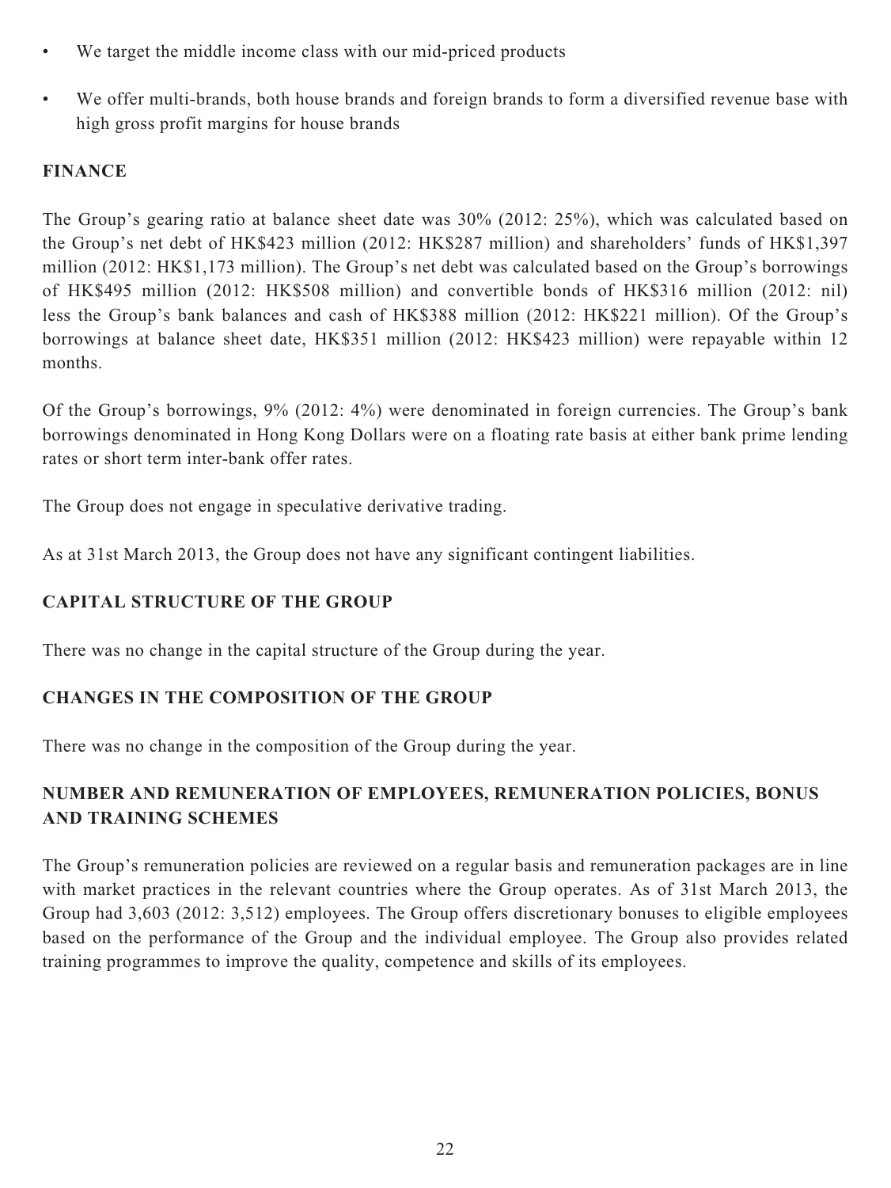- We target the middle income class with our mid-priced products
- We offer multi-brands, both house brands and foreign brands to form a diversified revenue base with high gross profit margins for house brands

## FINANCE

The Group's gearing ratio at balance sheet date was 30% (2012: 25%), which was calculated based on the Group's net debt of HK$423 million (2012: HK$287 million) and shareholders' funds of HK$1,397 million (2012: HK$1,173 million). The Group's net debt was calculated based on the Group's borrowings of HK$495 million (2012: HK$508 million) and convertible bonds of HK$316 million (2012: nil) less the Group's bank balances and cash of HK$388 million (2012: HK$221 million). Of the Group's borrowings at balance sheet date, HK$351 million (2012: HK$423 million) were repayable within 12 months.

Of the Group's borrowings, 9% (2012: 4%) were denominated in foreign currencies. The Group's bank borrowings denominated in Hong Kong Dollars were on a floating rate basis at either bank prime lending rates or short term inter-bank offer rates.

The Group does not engage in speculative derivative trading.

As at 31st March 2013, the Group does not have any significant contingent liabilities.

## CAPITAL STRUCTURE OF THE GROUP

There was no change in the capital structure of the Group during the year.

## CHANGES IN THE COMPOSITION OF THE GROUP

There was no change in the composition of the Group during the year.

## NUMBER AND REMUNERATION OF EMPLOYEES, REMUNERATION POLICIES, BONUS AND TRAINING SCHEMES

The Group's remuneration policies are reviewed on a regular basis and remuneration packages are in line with market practices in the relevant countries where the Group operates. As of 31st March 2013, the Group had 3,603 (2012: 3,512) employees. The Group offers discretionary bonuses to eligible employees based on the performance of the Group and the individual employee. The Group also provides related training programmes to improve the quality, competence and skills of its employees.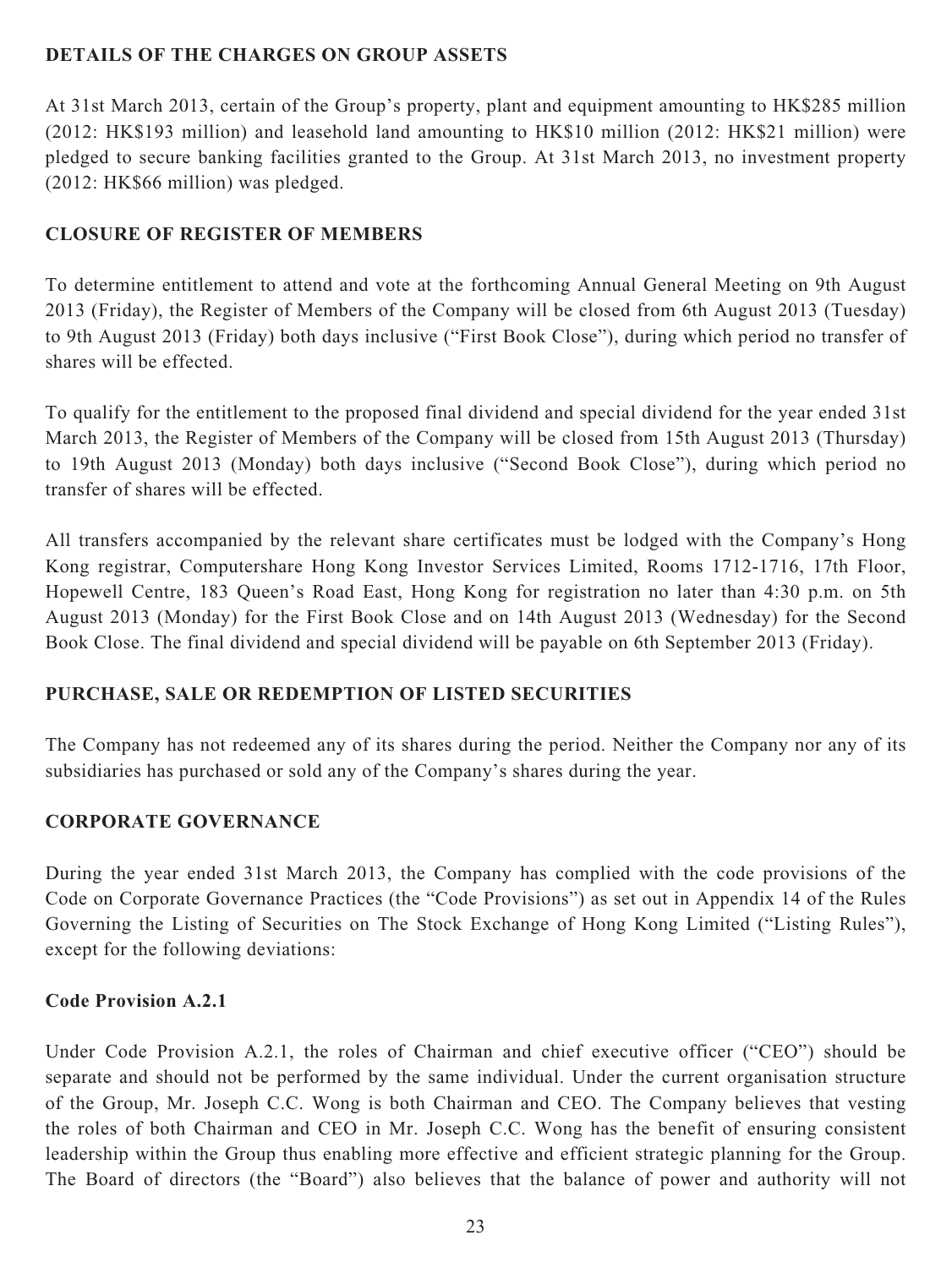## DETAILS OF THE CHARGES ON GROUP ASSETS

At 31st March 2013, certain of the Group's property, plant and equipment amounting to HK$285 million (2012: HK$193 million) and leasehold land amounting to HK$10 million (2012: HK$21 million) were pledged to secure banking facilities granted to the Group. At 31st March 2013, no investment property (2012: HK$66 million) was pledged.

## CLOSURE OF REGISTER OF MEMBERS

To determine entitlement to attend and vote at the forthcoming Annual General Meeting on 9th August 2013 (Friday), the Register of Members of the Company will be closed from 6th August 2013 (Tuesday) to 9th August 2013 (Friday) both days inclusive ("First Book Close"), during which period no transfer of shares will be effected.

To qualify for the entitlement to the proposed final dividend and special dividend for the year ended 31st March 2013, the Register of Members of the Company will be closed from 15th August 2013 (Thursday) to 19th August 2013 (Monday) both days inclusive ("Second Book Close"), during which period no transfer of shares will be effected.

All transfers accompanied by the relevant share certificates must be lodged with the Company's Hong Kong registrar, Computershare Hong Kong Investor Services Limited, Rooms 1712-1716, 17th Floor, Hopewell Centre, 183 Queen's Road East, Hong Kong for registration no later than 4:30 p.m. on 5th August 2013 (Monday) for the First Book Close and on 14th August 2013 (Wednesday) for the Second Book Close. The final dividend and special dividend will be payable on 6th September 2013 (Friday).

## PURCHASE, SALE OR REDEMPTION OF LISTED SECURITIES

The Company has not redeemed any of its shares during the period. Neither the Company nor any of its subsidiaries has purchased or sold any of the Company's shares during the year.

## CORPORATE GOVERNANCE

During the year ended 31st March 2013, the Company has complied with the code provisions of the Code on Corporate Governance Practices (the "Code Provisions") as set out in Appendix 14 of the Rules Governing the Listing of Securities on The Stock Exchange of Hong Kong Limited ("Listing Rules"), except for the following deviations:

### Code Provision A.2.1

Under Code Provision A.2.1, the roles of Chairman and chief executive officer ("CEO") should be separate and should not be performed by the same individual. Under the current organisation structure of the Group, Mr. Joseph C.C. Wong is both Chairman and CEO. The Company believes that vesting the roles of both Chairman and CEO in Mr. Joseph C.C. Wong has the benefit of ensuring consistent leadership within the Group thus enabling more effective and efficient strategic planning for the Group. The Board of directors (the "Board") also believes that the balance of power and authority will not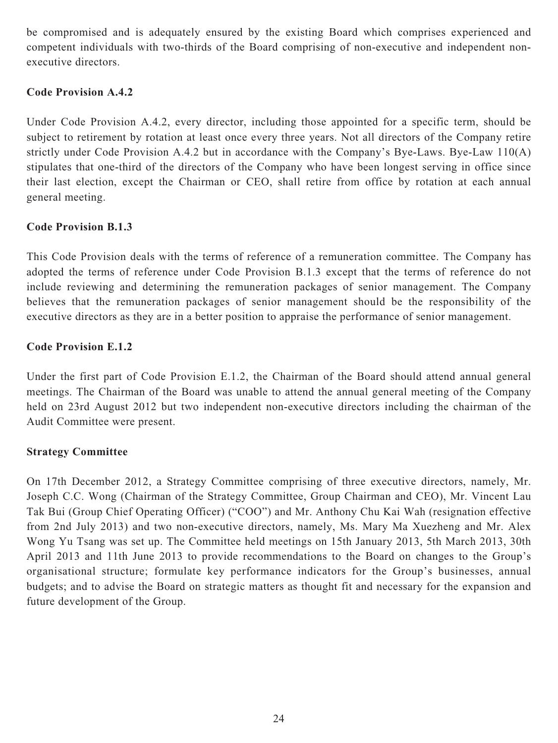be compromised and is adequately ensured by the existing Board which comprises experienced and competent individuals with two-thirds of the Board comprising of non-executive and independent non-executive directors.

**Code Provision A.4.2**

Under Code Provision A.4.2, every director, including those appointed for a specific term, should be subject to retirement by rotation at least once every three years. Not all directors of the Company retire strictly under Code Provision A.4.2 but in accordance with the Company's Bye-Laws. Bye-Law 110(A) stipulates that one-third of the directors of the Company who have been longest serving in office since their last election, except the Chairman or CEO, shall retire from office by rotation at each annual general meeting.

**Code Provision B.1.3**

This Code Provision deals with the terms of reference of a remuneration committee. The Company has adopted the terms of reference under Code Provision B.1.3 except that the terms of reference do not include reviewing and determining the remuneration packages of senior management. The Company believes that the remuneration packages of senior management should be the responsibility of the executive directors as they are in a better position to appraise the performance of senior management.

**Code Provision E.1.2**

Under the first part of Code Provision E.1.2, the Chairman of the Board should attend annual general meetings. The Chairman of the Board was unable to attend the annual general meeting of the Company held on 23rd August 2012 but two independent non-executive directors including the chairman of the Audit Committee were present.

**Strategy Committee**

On 17th December 2012, a Strategy Committee comprising of three executive directors, namely, Mr. Joseph C.C. Wong (Chairman of the Strategy Committee, Group Chairman and CEO), Mr. Vincent Lau Tak Bui (Group Chief Operating Officer) ("COO") and Mr. Anthony Chu Kai Wah (resignation effective from 2nd July 2013) and two non-executive directors, namely, Ms. Mary Ma Xuezheng and Mr. Alex Wong Yu Tsang was set up. The Committee held meetings on 15th January 2013, 5th March 2013, 30th April 2013 and 11th June 2013 to provide recommendations to the Board on changes to the Group's organisational structure; formulate key performance indicators for the Group's businesses, annual budgets; and to advise the Board on strategic matters as thought fit and necessary for the expansion and future development of the Group.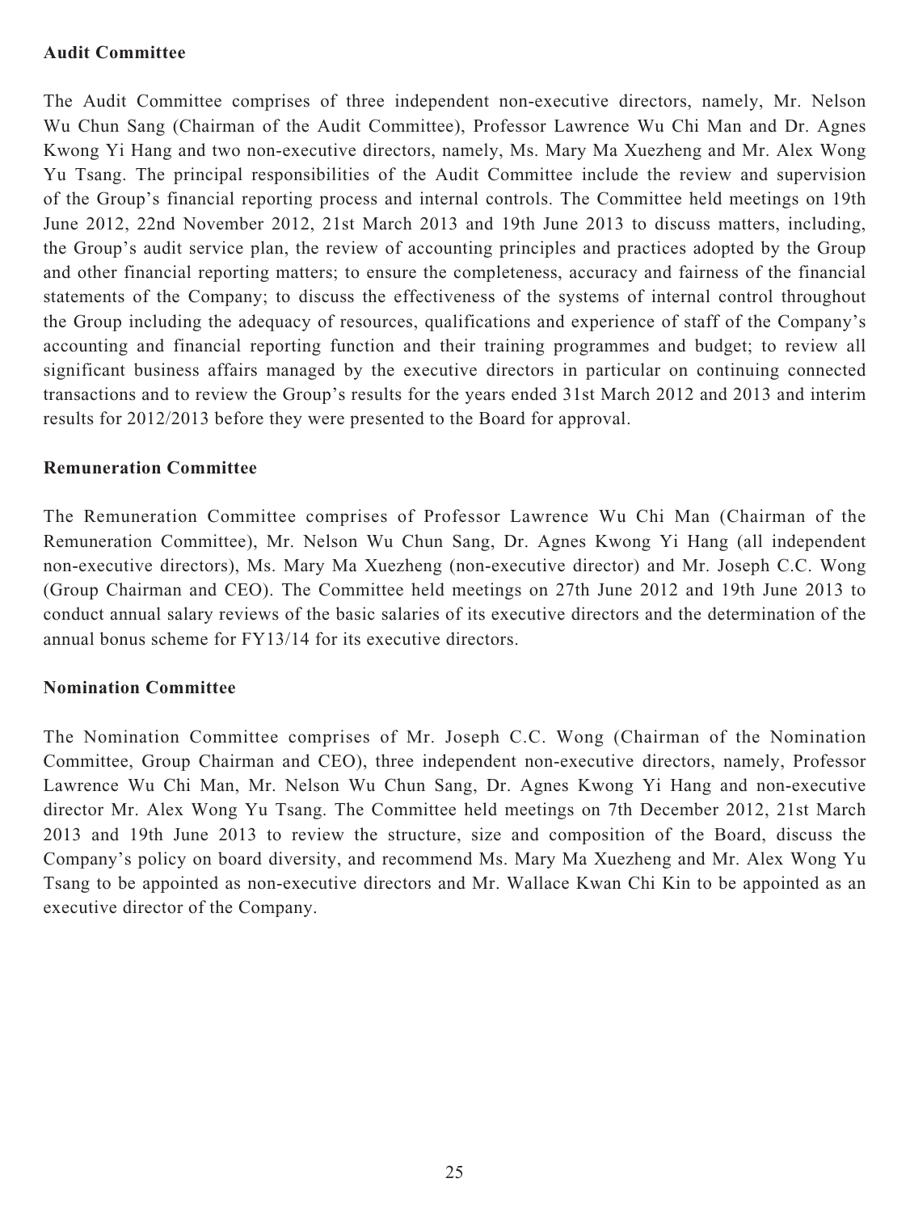**Audit Committee**

The Audit Committee comprises of three independent non-executive directors, namely, Mr. Nelson Wu Chun Sang (Chairman of the Audit Committee), Professor Lawrence Wu Chi Man and Dr. Agnes Kwong Yi Hang and two non-executive directors, namely, Ms. Mary Ma Xuezheng and Mr. Alex Wong Yu Tsang. The principal responsibilities of the Audit Committee include the review and supervision of the Group's financial reporting process and internal controls. The Committee held meetings on 19th June 2012, 22nd November 2012, 21st March 2013 and 19th June 2013 to discuss matters, including, the Group's audit service plan, the review of accounting principles and practices adopted by the Group and other financial reporting matters; to ensure the completeness, accuracy and fairness of the financial statements of the Company; to discuss the effectiveness of the systems of internal control throughout the Group including the adequacy of resources, qualifications and experience of staff of the Company's accounting and financial reporting function and their training programmes and budget; to review all significant business affairs managed by the executive directors in particular on continuing connected transactions and to review the Group's results for the years ended 31st March 2012 and 2013 and interim results for 2012/2013 before they were presented to the Board for approval.

**Remuneration Committee**

The Remuneration Committee comprises of Professor Lawrence Wu Chi Man (Chairman of the Remuneration Committee), Mr. Nelson Wu Chun Sang, Dr. Agnes Kwong Yi Hang (all independent non-executive directors), Ms. Mary Ma Xuezheng (non-executive director) and Mr. Joseph C.C. Wong (Group Chairman and CEO). The Committee held meetings on 27th June 2012 and 19th June 2013 to conduct annual salary reviews of the basic salaries of its executive directors and the determination of the annual bonus scheme for FY13/14 for its executive directors.

**Nomination Committee**

The Nomination Committee comprises of Mr. Joseph C.C. Wong (Chairman of the Nomination Committee, Group Chairman and CEO), three independent non-executive directors, namely, Professor Lawrence Wu Chi Man, Mr. Nelson Wu Chun Sang, Dr. Agnes Kwong Yi Hang and non-executive director Mr. Alex Wong Yu Tsang. The Committee held meetings on 7th December 2012, 21st March 2013 and 19th June 2013 to review the structure, size and composition of the Board, discuss the Company's policy on board diversity, and recommend Ms. Mary Ma Xuezheng and Mr. Alex Wong Yu Tsang to be appointed as non-executive directors and Mr. Wallace Kwan Chi Kin to be appointed as an executive director of the Company.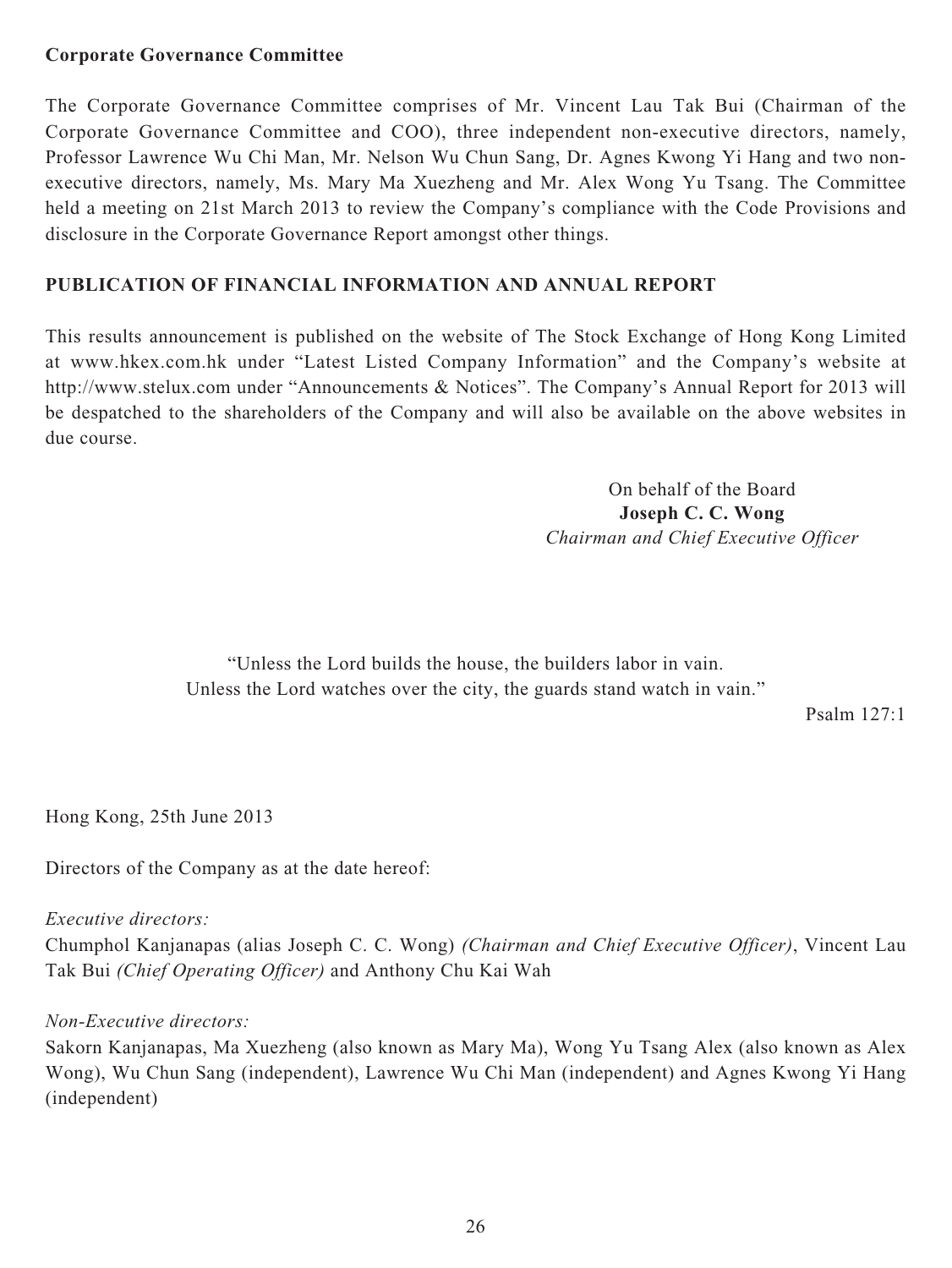**Corporate Governance Committee**

The Corporate Governance Committee comprises of Mr. Vincent Lau Tak Bui (Chairman of the Corporate Governance Committee and COO), three independent non-executive directors, namely, Professor Lawrence Wu Chi Man, Mr. Nelson Wu Chun Sang, Dr. Agnes Kwong Yi Hang and two non-executive directors, namely, Ms. Mary Ma Xuezheng and Mr. Alex Wong Yu Tsang. The Committee held a meeting on 21st March 2013 to review the Company's compliance with the Code Provisions and disclosure in the Corporate Governance Report amongst other things.

## PUBLICATION OF FINANCIAL INFORMATION AND ANNUAL REPORT

This results announcement is published on the website of The Stock Exchange of Hong Kong Limited at www.hkex.com.hk under "Latest Listed Company Information" and the Company's website at http://www.stelux.com under "Announcements & Notices". The Company's Annual Report for 2013 will be despatched to the shareholders of the Company and will also be available on the above websites in due course.

On behalf of the Board
**Joseph C. C. Wong**
*Chairman and Chief Executive Officer*

"Unless the Lord builds the house, the builders labor in vain.
Unless the Lord watches over the city, the guards stand watch in vain."

Psalm 127:1

Hong Kong, 25th June 2013

Directors of the Company as at the date hereof:

*Executive directors:*
Chumphol Kanjanapas (alias Joseph C. C. Wong) *(Chairman and Chief Executive Officer)*, Vincent Lau Tak Bui *(Chief Operating Officer)* and Anthony Chu Kai Wah

*Non-Executive directors:*
Sakorn Kanjanapas, Ma Xuezheng (also known as Mary Ma), Wong Yu Tsang Alex (also known as Alex Wong), Wu Chun Sang (independent), Lawrence Wu Chi Man (independent) and Agnes Kwong Yi Hang (independent)